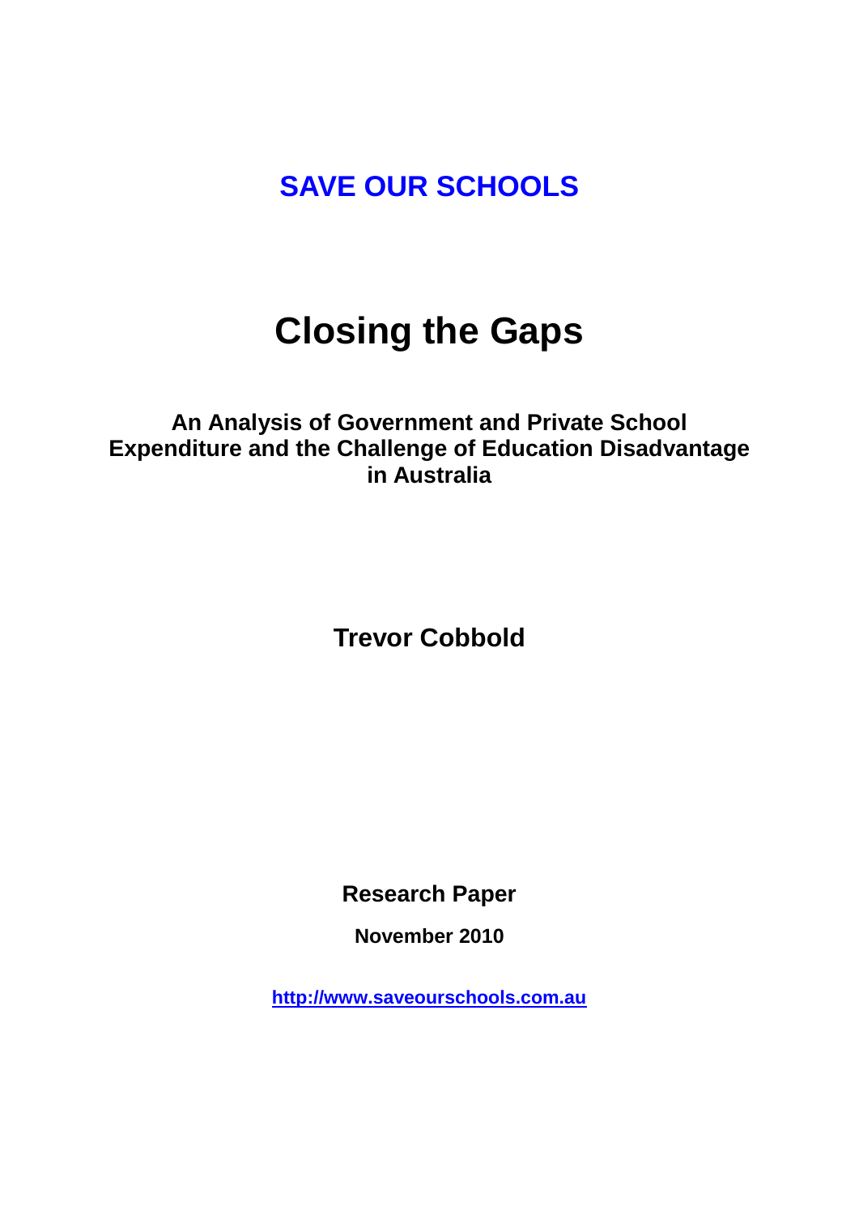**SAVE OUR SCHOOLS**

# Closing the Gaps

## An Analysis of Government and Private School Expenditure and the Challenge of Education Disadvantage in Australia

**Trevor Cobbold**

**Research Paper**

**November 2010**

[http://www.saveourschools.com.au](http://www.saveourschools.com.au)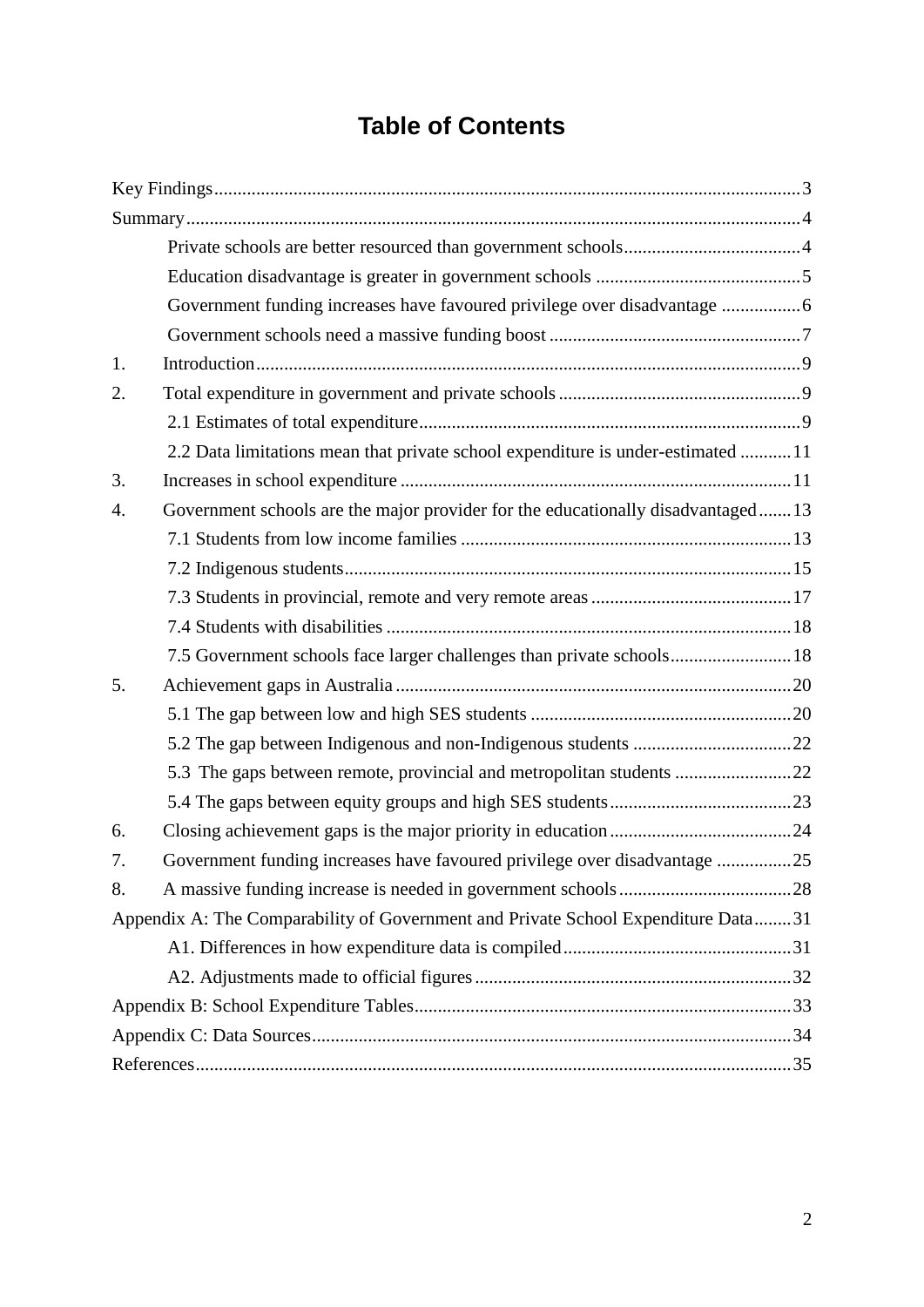# Table of Contents

Key Findings ........ 3

Summary ........ 4

- Private schools are better resourced than government schools ........ 4
- Education disadvantage is greater in government schools ........ 5
- Government funding increases have favoured privilege over disadvantage ........ 6
- Government schools need a massive funding boost ........ 7

1. Introduction ........ 9
2. Total expenditure in government and private schools ........ 9
   - 2.1 Estimates of total expenditure ........ 9
   - 2.2 Data limitations mean that private school expenditure is under-estimated ........ 11
3. Increases in school expenditure ........ 11
4. Government schools are the major provider for the educationally disadvantaged ........ 13
   - 7.1 Students from low income families ........ 13
   - 7.2 Indigenous students ........ 15
   - 7.3 Students in provincial, remote and very remote areas ........ 17
   - 7.4 Students with disabilities ........ 18
   - 7.5 Government schools face larger challenges than private schools ........ 18
5. Achievement gaps in Australia ........ 20
   - 5.1 The gap between low and high SES students ........ 20
   - 5.2 The gap between Indigenous and non-Indigenous students ........ 22
   - 5.3 The gaps between remote, provincial and metropolitan students ........ 22
   - 5.4 The gaps between equity groups and high SES students ........ 23
6. Closing achievement gaps is the major priority in education ........ 24
7. Government funding increases have favoured privilege over disadvantage ........ 25
8. A massive funding increase is needed in government schools ........ 28

Appendix A: The Comparability of Government and Private School Expenditure Data ........ 31

- A1. Differences in how expenditure data is compiled ........ 31
- A2. Adjustments made to official figures ........ 32

Appendix B: School Expenditure Tables ........ 33

Appendix C: Data Sources ........ 34

References ........ 35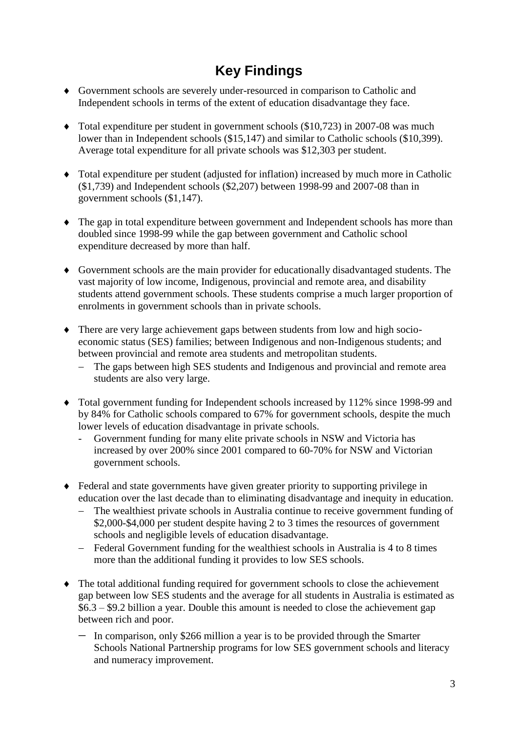# Key Findings

- Government schools are severely under-resourced in comparison to Catholic and Independent schools in terms of the extent of education disadvantage they face.

- Total expenditure per student in government schools ($10,723) in 2007-08 was much lower than in Independent schools ($15,147) and similar to Catholic schools ($10,399). Average total expenditure for all private schools was $12,303 per student.

- Total expenditure per student (adjusted for inflation) increased by much more in Catholic ($1,739) and Independent schools ($2,207) between 1998-99 and 2007-08 than in government schools ($1,147).

- The gap in total expenditure between government and Independent schools has more than doubled since 1998-99 while the gap between government and Catholic school expenditure decreased by more than half.

- Government schools are the main provider for educationally disadvantaged students. The vast majority of low income, Indigenous, provincial and remote area, and disability students attend government schools. These students comprise a much larger proportion of enrolments in government schools than in private schools.

- There are very large achievement gaps between students from low and high socio-economic status (SES) families; between Indigenous and non-Indigenous students; and between provincial and remote area students and metropolitan students.
  - The gaps between high SES students and Indigenous and provincial and remote area students are also very large.

- Total government funding for Independent schools increased by 112% since 1998-99 and by 84% for Catholic schools compared to 67% for government schools, despite the much lower levels of education disadvantage in private schools.
  - Government funding for many elite private schools in NSW and Victoria has increased by over 200% since 2001 compared to 60-70% for NSW and Victorian government schools.

- Federal and state governments have given greater priority to supporting privilege in education over the last decade than to eliminating disadvantage and inequity in education.
  - The wealthiest private schools in Australia continue to receive government funding of $2,000-$4,000 per student despite having 2 to 3 times the resources of government schools and negligible levels of education disadvantage.
  - Federal Government funding for the wealthiest schools in Australia is 4 to 8 times more than the additional funding it provides to low SES schools.

- The total additional funding required for government schools to close the achievement gap between low SES students and the average for all students in Australia is estimated as $6.3 – $9.2 billion a year. Double this amount is needed to close the achievement gap between rich and poor.
  - In comparison, only $266 million a year is to be provided through the Smarter Schools National Partnership programs for low SES government schools and literacy and numeracy improvement.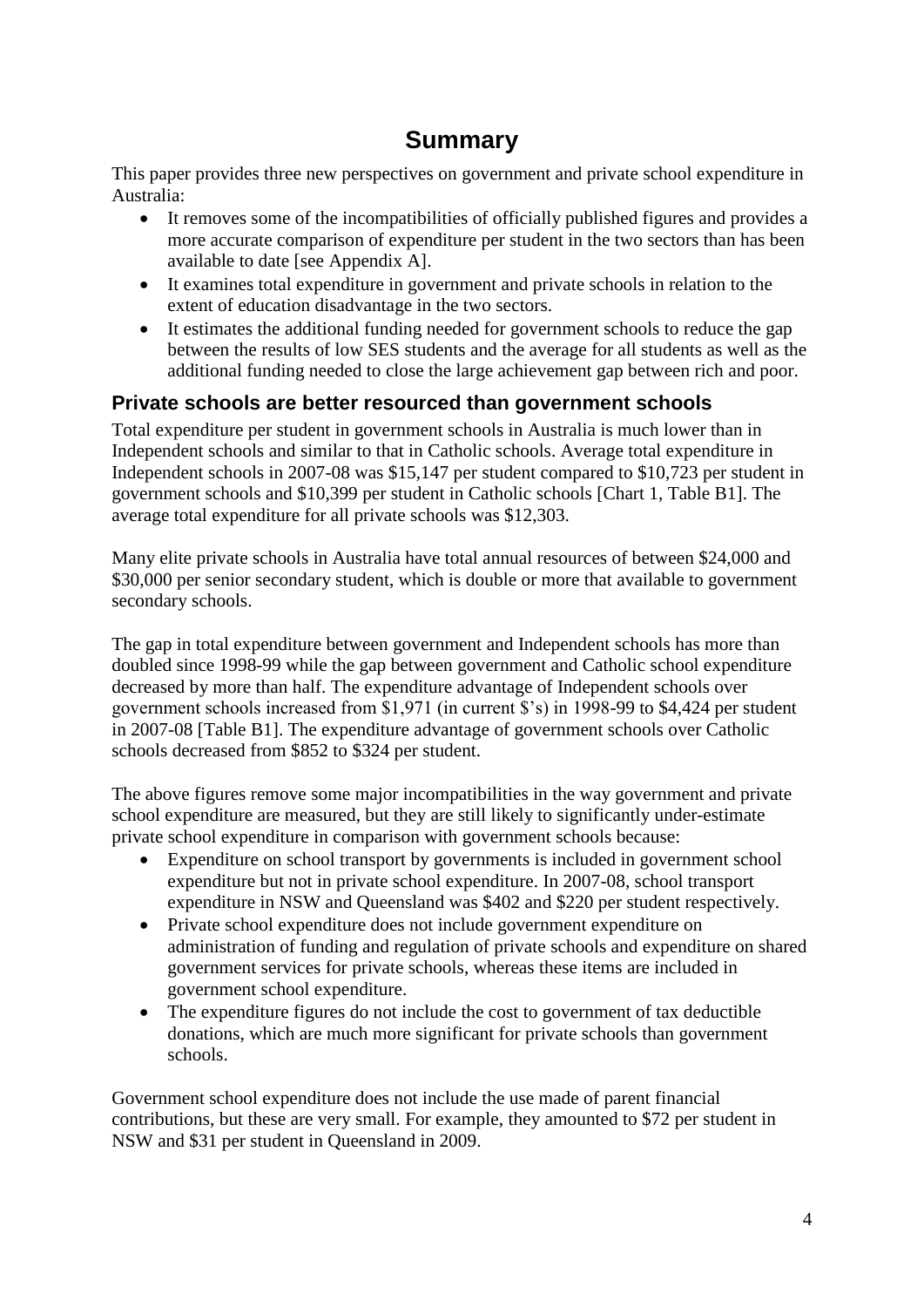# Summary

This paper provides three new perspectives on government and private school expenditure in Australia:

- It removes some of the incompatibilities of officially published figures and provides a more accurate comparison of expenditure per student in the two sectors than has been available to date [see Appendix A].
- It examines total expenditure in government and private schools in relation to the extent of education disadvantage in the two sectors.
- It estimates the additional funding needed for government schools to reduce the gap between the results of low SES students and the average for all students as well as the additional funding needed to close the large achievement gap between rich and poor.

## Private schools are better resourced than government schools

Total expenditure per student in government schools in Australia is much lower than in Independent schools and similar to that in Catholic schools. Average total expenditure in Independent schools in 2007-08 was $15,147 per student compared to $10,723 per student in government schools and $10,399 per student in Catholic schools [Chart 1, Table B1]. The average total expenditure for all private schools was $12,303.

Many elite private schools in Australia have total annual resources of between $24,000 and $30,000 per senior secondary student, which is double or more that available to government secondary schools.

The gap in total expenditure between government and Independent schools has more than doubled since 1998-99 while the gap between government and Catholic school expenditure decreased by more than half. The expenditure advantage of Independent schools over government schools increased from $1,971 (in current $'s) in 1998-99 to $4,424 per student in 2007-08 [Table B1]. The expenditure advantage of government schools over Catholic schools decreased from $852 to $324 per student.

The above figures remove some major incompatibilities in the way government and private school expenditure are measured, but they are still likely to significantly under-estimate private school expenditure in comparison with government schools because:

- Expenditure on school transport by governments is included in government school expenditure but not in private school expenditure. In 2007-08, school transport expenditure in NSW and Queensland was $402 and $220 per student respectively.
- Private school expenditure does not include government expenditure on administration of funding and regulation of private schools and expenditure on shared government services for private schools, whereas these items are included in government school expenditure.
- The expenditure figures do not include the cost to government of tax deductible donations, which are much more significant for private schools than government schools.

Government school expenditure does not include the use made of parent financial contributions, but these are very small. For example, they amounted to $72 per student in NSW and $31 per student in Queensland in 2009.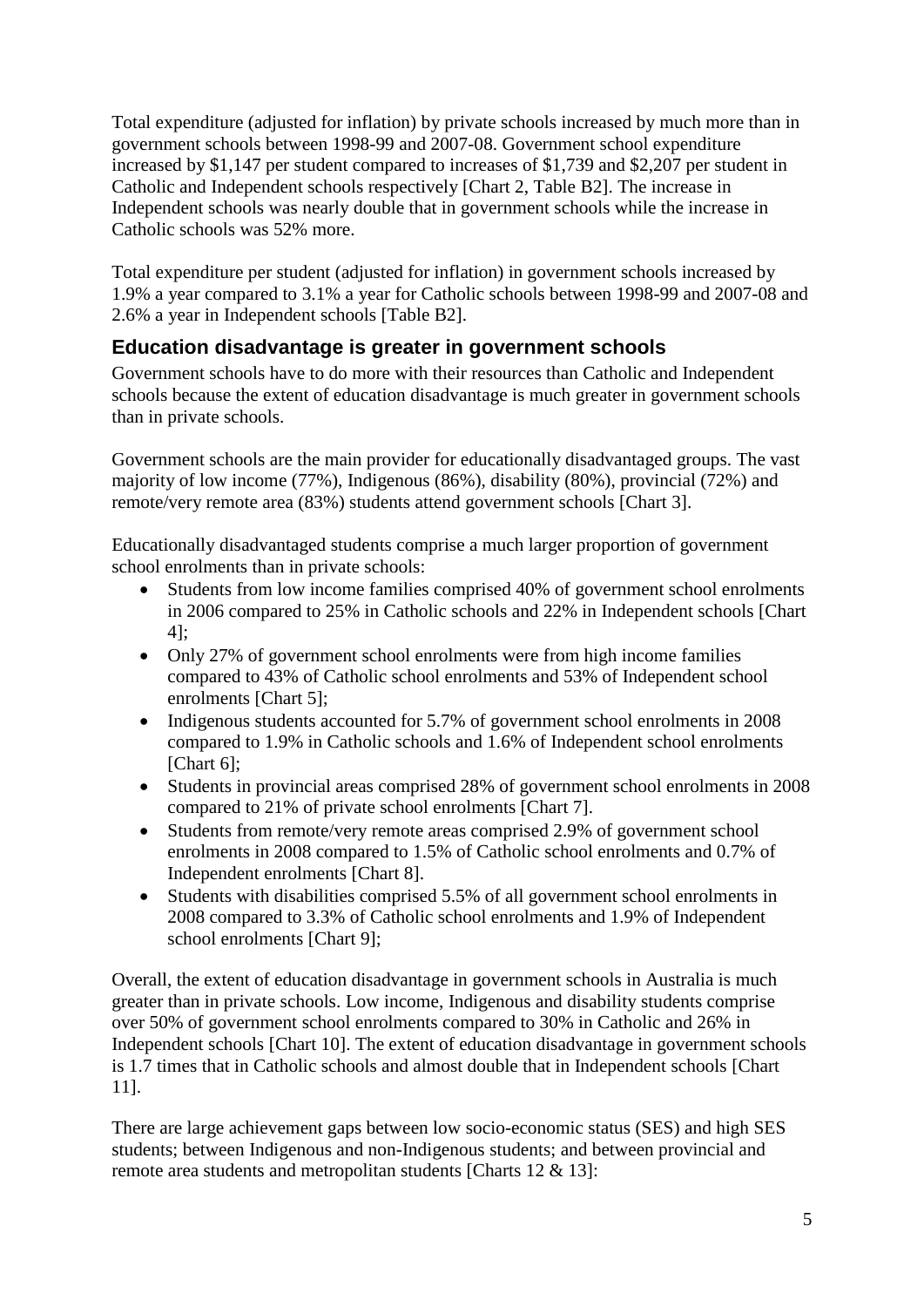Total expenditure (adjusted for inflation) by private schools increased by much more than in government schools between 1998-99 and 2007-08. Government school expenditure increased by $1,147 per student compared to increases of $1,739 and $2,207 per student in Catholic and Independent schools respectively [Chart 2, Table B2]. The increase in Independent schools was nearly double that in government schools while the increase in Catholic schools was 52% more.

Total expenditure per student (adjusted for inflation) in government schools increased by 1.9% a year compared to 3.1% a year for Catholic schools between 1998-99 and 2007-08 and 2.6% a year in Independent schools [Table B2].

## Education disadvantage is greater in government schools

Government schools have to do more with their resources than Catholic and Independent schools because the extent of education disadvantage is much greater in government schools than in private schools.

Government schools are the main provider for educationally disadvantaged groups. The vast majority of low income (77%), Indigenous (86%), disability (80%), provincial (72%) and remote/very remote area (83%) students attend government schools [Chart 3].

Educationally disadvantaged students comprise a much larger proportion of government school enrolments than in private schools:

- Students from low income families comprised 40% of government school enrolments in 2006 compared to 25% in Catholic schools and 22% in Independent schools [Chart 4];
- Only 27% of government school enrolments were from high income families compared to 43% of Catholic school enrolments and 53% of Independent school enrolments [Chart 5];
- Indigenous students accounted for 5.7% of government school enrolments in 2008 compared to 1.9% in Catholic schools and 1.6% of Independent school enrolments [Chart 6];
- Students in provincial areas comprised 28% of government school enrolments in 2008 compared to 21% of private school enrolments [Chart 7].
- Students from remote/very remote areas comprised 2.9% of government school enrolments in 2008 compared to 1.5% of Catholic school enrolments and 0.7% of Independent enrolments [Chart 8].
- Students with disabilities comprised 5.5% of all government school enrolments in 2008 compared to 3.3% of Catholic school enrolments and 1.9% of Independent school enrolments [Chart 9];

Overall, the extent of education disadvantage in government schools in Australia is much greater than in private schools. Low income, Indigenous and disability students comprise over 50% of government school enrolments compared to 30% in Catholic and 26% in Independent schools [Chart 10]. The extent of education disadvantage in government schools is 1.7 times that in Catholic schools and almost double that in Independent schools [Chart 11].

There are large achievement gaps between low socio-economic status (SES) and high SES students; between Indigenous and non-Indigenous students; and between provincial and remote area students and metropolitan students [Charts 12 & 13]: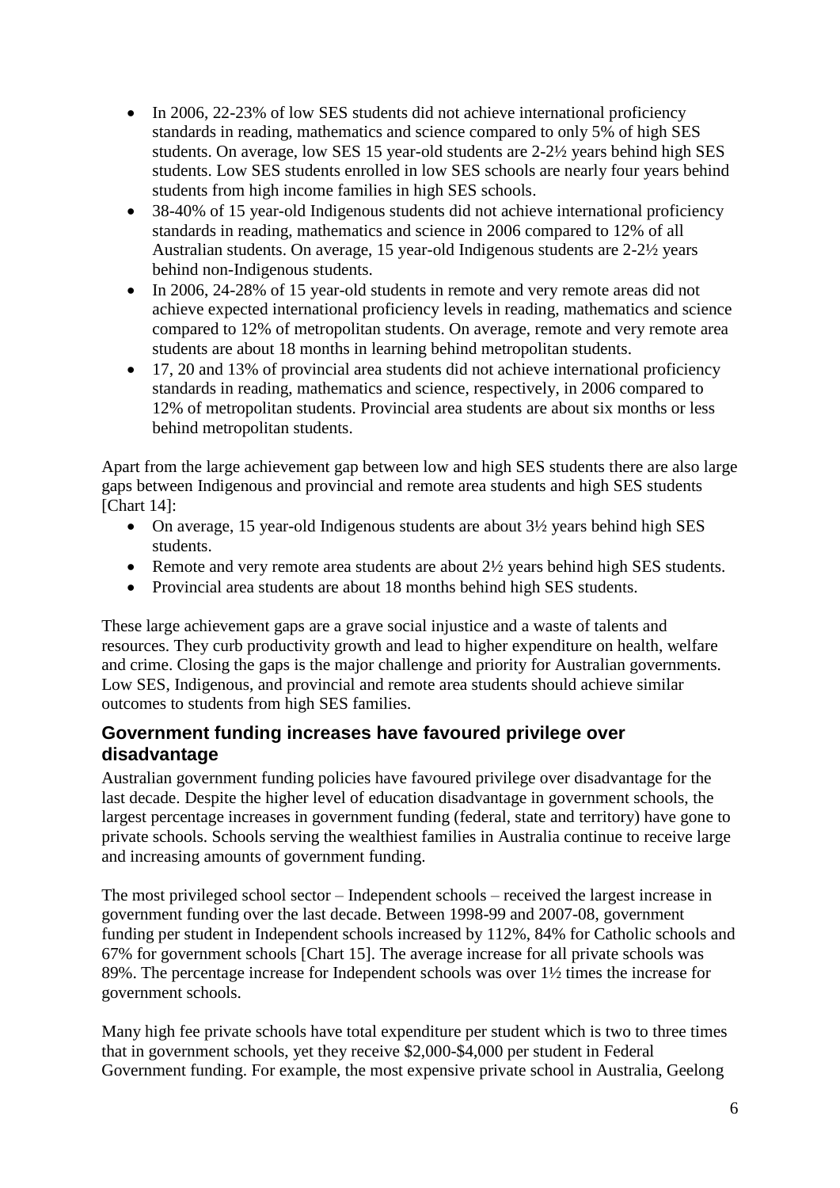- In 2006, 22-23% of low SES students did not achieve international proficiency standards in reading, mathematics and science compared to only 5% of high SES students. On average, low SES 15 year-old students are 2-2½ years behind high SES students. Low SES students enrolled in low SES schools are nearly four years behind students from high income families in high SES schools.
- 38-40% of 15 year-old Indigenous students did not achieve international proficiency standards in reading, mathematics and science in 2006 compared to 12% of all Australian students. On average, 15 year-old Indigenous students are 2-2½ years behind non-Indigenous students.
- In 2006, 24-28% of 15 year-old students in remote and very remote areas did not achieve expected international proficiency levels in reading, mathematics and science compared to 12% of metropolitan students. On average, remote and very remote area students are about 18 months in learning behind metropolitan students.
- 17, 20 and 13% of provincial area students did not achieve international proficiency standards in reading, mathematics and science, respectively, in 2006 compared to 12% of metropolitan students. Provincial area students are about six months or less behind metropolitan students.

Apart from the large achievement gap between low and high SES students there are also large gaps between Indigenous and provincial and remote area students and high SES students [Chart 14]:

- On average, 15 year-old Indigenous students are about 3½ years behind high SES students.
- Remote and very remote area students are about 2½ years behind high SES students.
- Provincial area students are about 18 months behind high SES students.

These large achievement gaps are a grave social injustice and a waste of talents and resources. They curb productivity growth and lead to higher expenditure on health, welfare and crime. Closing the gaps is the major challenge and priority for Australian governments. Low SES, Indigenous, and provincial and remote area students should achieve similar outcomes to students from high SES families.

## Government funding increases have favoured privilege over disadvantage

Australian government funding policies have favoured privilege over disadvantage for the last decade. Despite the higher level of education disadvantage in government schools, the largest percentage increases in government funding (federal, state and territory) have gone to private schools. Schools serving the wealthiest families in Australia continue to receive large and increasing amounts of government funding.

The most privileged school sector – Independent schools – received the largest increase in government funding over the last decade. Between 1998-99 and 2007-08, government funding per student in Independent schools increased by 112%, 84% for Catholic schools and 67% for government schools [Chart 15]. The average increase for all private schools was 89%. The percentage increase for Independent schools was over 1½ times the increase for government schools.

Many high fee private schools have total expenditure per student which is two to three times that in government schools, yet they receive $2,000-$4,000 per student in Federal Government funding. For example, the most expensive private school in Australia, Geelong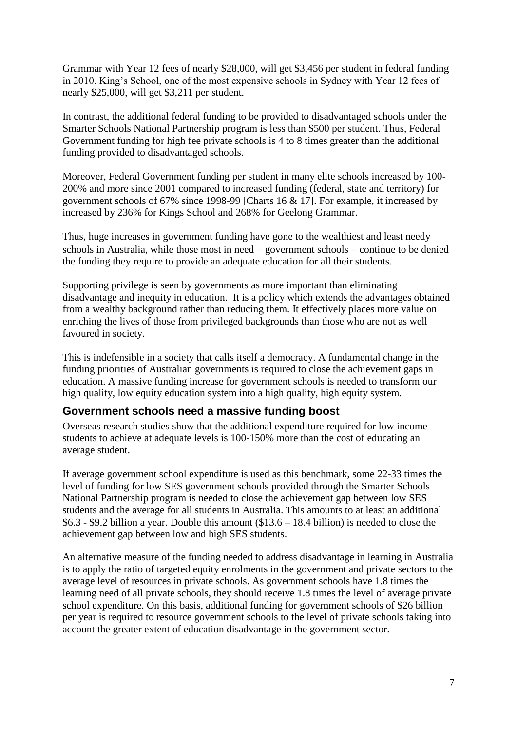Grammar with Year 12 fees of nearly $28,000, will get $3,456 per student in federal funding in 2010. King's School, one of the most expensive schools in Sydney with Year 12 fees of nearly $25,000, will get $3,211 per student.

In contrast, the additional federal funding to be provided to disadvantaged schools under the Smarter Schools National Partnership program is less than $500 per student. Thus, Federal Government funding for high fee private schools is 4 to 8 times greater than the additional funding provided to disadvantaged schools.

Moreover, Federal Government funding per student in many elite schools increased by 100-200% and more since 2001 compared to increased funding (federal, state and territory) for government schools of 67% since 1998-99 [Charts 16 & 17]. For example, it increased by increased by 236% for Kings School and 268% for Geelong Grammar.

Thus, huge increases in government funding have gone to the wealthiest and least needy schools in Australia, while those most in need – government schools – continue to be denied the funding they require to provide an adequate education for all their students.

Supporting privilege is seen by governments as more important than eliminating disadvantage and inequity in education. It is a policy which extends the advantages obtained from a wealthy background rather than reducing them. It effectively places more value on enriching the lives of those from privileged backgrounds than those who are not as well favoured in society.

This is indefensible in a society that calls itself a democracy. A fundamental change in the funding priorities of Australian governments is required to close the achievement gaps in education. A massive funding increase for government schools is needed to transform our high quality, low equity education system into a high quality, high equity system.

## Government schools need a massive funding boost

Overseas research studies show that the additional expenditure required for low income students to achieve at adequate levels is 100-150% more than the cost of educating an average student.

If average government school expenditure is used as this benchmark, some 22-33 times the level of funding for low SES government schools provided through the Smarter Schools National Partnership program is needed to close the achievement gap between low SES students and the average for all students in Australia. This amounts to at least an additional $6.3 - $9.2 billion a year. Double this amount ($13.6 – 18.4 billion) is needed to close the achievement gap between low and high SES students.

An alternative measure of the funding needed to address disadvantage in learning in Australia is to apply the ratio of targeted equity enrolments in the government and private sectors to the average level of resources in private schools. As government schools have 1.8 times the learning need of all private schools, they should receive 1.8 times the level of average private school expenditure. On this basis, additional funding for government schools of $26 billion per year is required to resource government schools to the level of private schools taking into account the greater extent of education disadvantage in the government sector.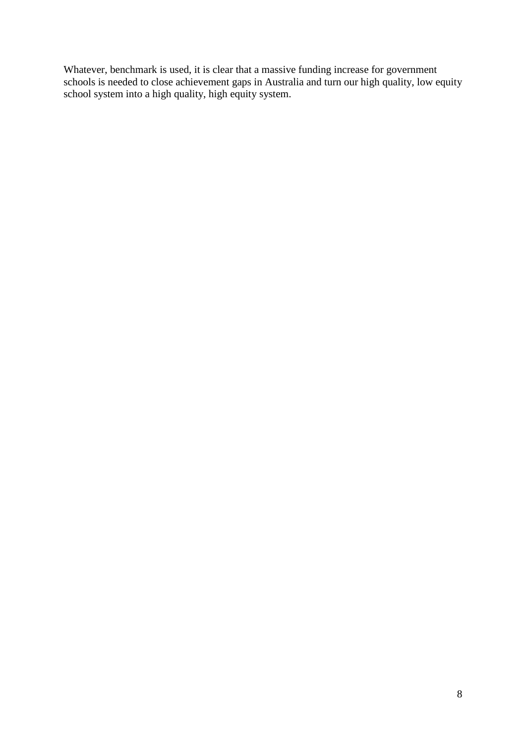Whatever, benchmark is used, it is clear that a massive funding increase for government schools is needed to close achievement gaps in Australia and turn our high quality, low equity school system into a high quality, high equity system.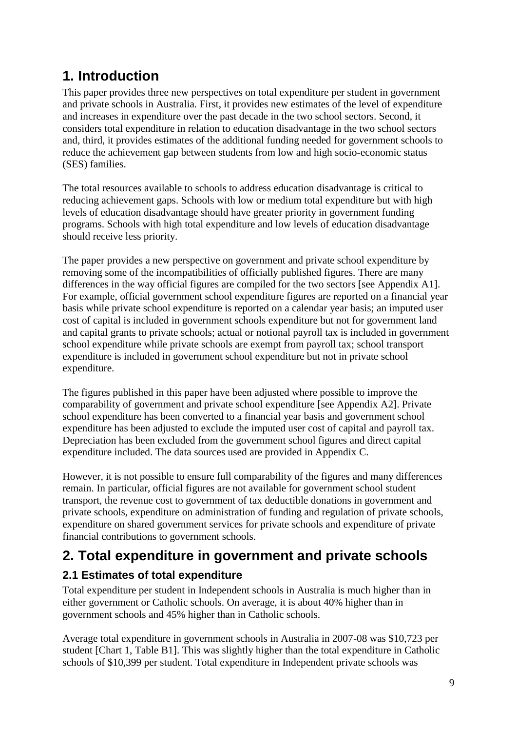# 1. Introduction

This paper provides three new perspectives on total expenditure per student in government and private schools in Australia. First, it provides new estimates of the level of expenditure and increases in expenditure over the past decade in the two school sectors. Second, it considers total expenditure in relation to education disadvantage in the two school sectors and, third, it provides estimates of the additional funding needed for government schools to reduce the achievement gap between students from low and high socio-economic status (SES) families.

The total resources available to schools to address education disadvantage is critical to reducing achievement gaps. Schools with low or medium total expenditure but with high levels of education disadvantage should have greater priority in government funding programs. Schools with high total expenditure and low levels of education disadvantage should receive less priority.

The paper provides a new perspective on government and private school expenditure by removing some of the incompatibilities of officially published figures. There are many differences in the way official figures are compiled for the two sectors [see Appendix A1]. For example, official government school expenditure figures are reported on a financial year basis while private school expenditure is reported on a calendar year basis; an imputed user cost of capital is included in government schools expenditure but not for government land and capital grants to private schools; actual or notional payroll tax is included in government school expenditure while private schools are exempt from payroll tax; school transport expenditure is included in government school expenditure but not in private school expenditure.

The figures published in this paper have been adjusted where possible to improve the comparability of government and private school expenditure [see Appendix A2]. Private school expenditure has been converted to a financial year basis and government school expenditure has been adjusted to exclude the imputed user cost of capital and payroll tax. Depreciation has been excluded from the government school figures and direct capital expenditure included. The data sources used are provided in Appendix C.

However, it is not possible to ensure full comparability of the figures and many differences remain. In particular, official figures are not available for government school student transport, the revenue cost to government of tax deductible donations in government and private schools, expenditure on administration of funding and regulation of private schools, expenditure on shared government services for private schools and expenditure of private financial contributions to government schools.

# 2. Total expenditure in government and private schools

## 2.1 Estimates of total expenditure

Total expenditure per student in Independent schools in Australia is much higher than in either government or Catholic schools. On average, it is about 40% higher than in government schools and 45% higher than in Catholic schools.

Average total expenditure in government schools in Australia in 2007-08 was $10,723 per student [Chart 1, Table B1]. This was slightly higher than the total expenditure in Catholic schools of $10,399 per student. Total expenditure in Independent private schools was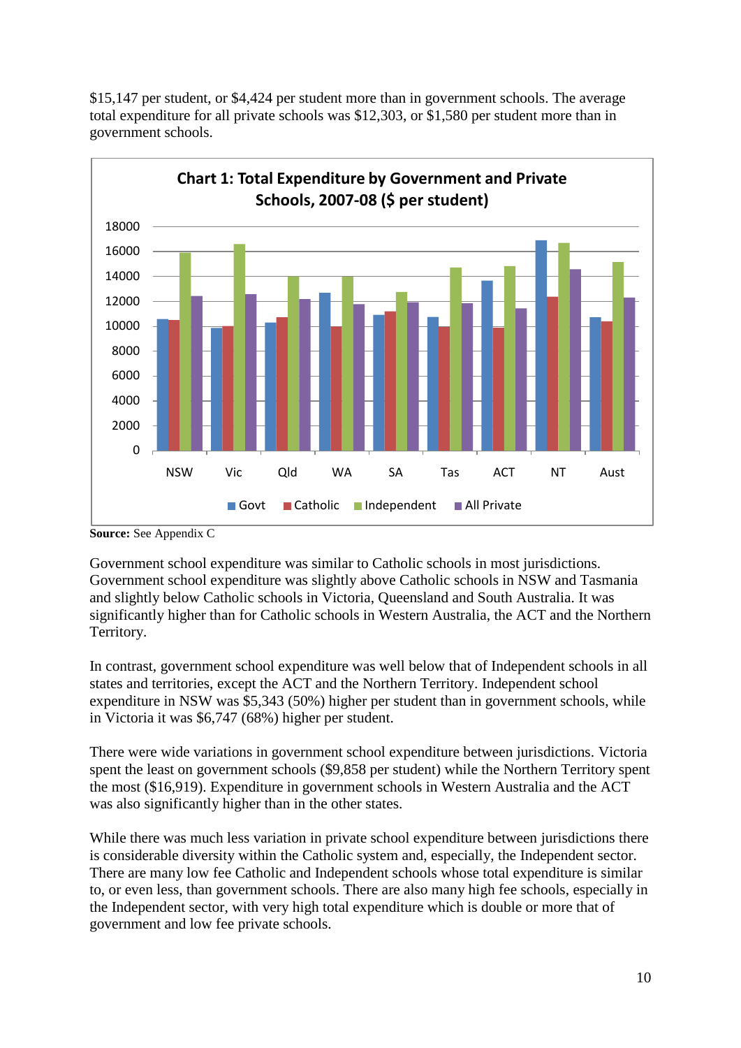$15,147 per student, or $4,424 per student more than in government schools. The average total expenditure for all private schools was $12,303, or $1,580 per student more than in government schools.

**Chart 1: Total Expenditure by Government and Private Schools, 2007-08 ($ per student)**

**Source:** See Appendix C

Government school expenditure was similar to Catholic schools in most jurisdictions. Government school expenditure was slightly above Catholic schools in NSW and Tasmania and slightly below Catholic schools in Victoria, Queensland and South Australia. It was significantly higher than for Catholic schools in Western Australia, the ACT and the Northern Territory.

In contrast, government school expenditure was well below that of Independent schools in all states and territories, except the ACT and the Northern Territory. Independent school expenditure in NSW was $5,343 (50%) higher per student than in government schools, while in Victoria it was $6,747 (68%) higher per student.

There were wide variations in government school expenditure between jurisdictions. Victoria spent the least on government schools ($9,858 per student) while the Northern Territory spent the most ($16,919). Expenditure in government schools in Western Australia and the ACT was also significantly higher than in the other states.

While there was much less variation in private school expenditure between jurisdictions there is considerable diversity within the Catholic system and, especially, the Independent sector. There are many low fee Catholic and Independent schools whose total expenditure is similar to, or even less, than government schools. There are also many high fee schools, especially in the Independent sector, with very high total expenditure which is double or more that of government and low fee private schools.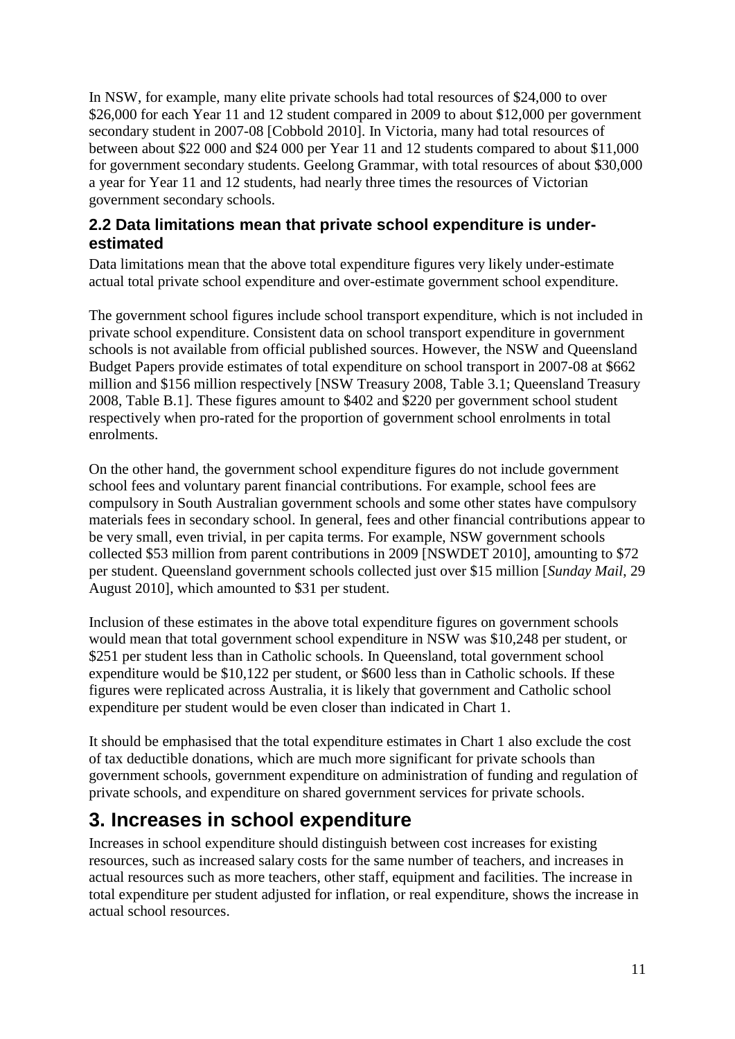In NSW, for example, many elite private schools had total resources of $24,000 to over $26,000 for each Year 11 and 12 student compared in 2009 to about $12,000 per government secondary student in 2007-08 [Cobbold 2010]. In Victoria, many had total resources of between about $22 000 and $24 000 per Year 11 and 12 students compared to about $11,000 for government secondary students. Geelong Grammar, with total resources of about $30,000 a year for Year 11 and 12 students, had nearly three times the resources of Victorian government secondary schools.

### 2.2 Data limitations mean that private school expenditure is under-estimated

Data limitations mean that the above total expenditure figures very likely under-estimate actual total private school expenditure and over-estimate government school expenditure.

The government school figures include school transport expenditure, which is not included in private school expenditure. Consistent data on school transport expenditure in government schools is not available from official published sources. However, the NSW and Queensland Budget Papers provide estimates of total expenditure on school transport in 2007-08 at $662 million and $156 million respectively [NSW Treasury 2008, Table 3.1; Queensland Treasury 2008, Table B.1]. These figures amount to $402 and $220 per government school student respectively when pro-rated for the proportion of government school enrolments in total enrolments.

On the other hand, the government school expenditure figures do not include government school fees and voluntary parent financial contributions. For example, school fees are compulsory in South Australian government schools and some other states have compulsory materials fees in secondary school. In general, fees and other financial contributions appear to be very small, even trivial, in per capita terms. For example, NSW government schools collected $53 million from parent contributions in 2009 [NSWDET 2010], amounting to $72 per student. Queensland government schools collected just over $15 million [*Sunday Mail*, 29 August 2010], which amounted to $31 per student.

Inclusion of these estimates in the above total expenditure figures on government schools would mean that total government school expenditure in NSW was $10,248 per student, or $251 per student less than in Catholic schools. In Queensland, total government school expenditure would be $10,122 per student, or $600 less than in Catholic schools. If these figures were replicated across Australia, it is likely that government and Catholic school expenditure per student would be even closer than indicated in Chart 1.

It should be emphasised that the total expenditure estimates in Chart 1 also exclude the cost of tax deductible donations, which are much more significant for private schools than government schools, government expenditure on administration of funding and regulation of private schools, and expenditure on shared government services for private schools.

## 3. Increases in school expenditure

Increases in school expenditure should distinguish between cost increases for existing resources, such as increased salary costs for the same number of teachers, and increases in actual resources such as more teachers, other staff, equipment and facilities. The increase in total expenditure per student adjusted for inflation, or real expenditure, shows the increase in actual school resources.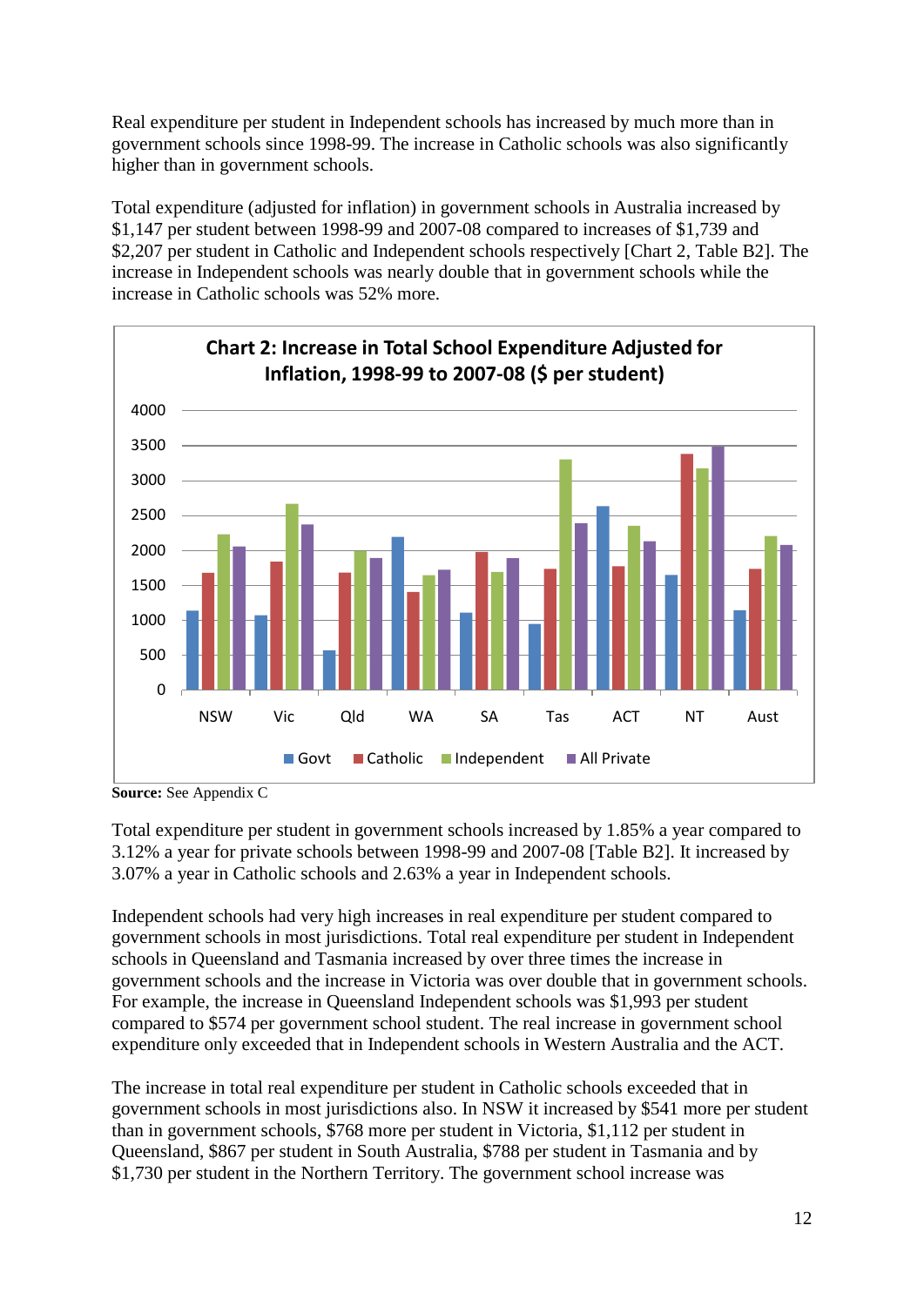Real expenditure per student in Independent schools has increased by much more than in government schools since 1998-99. The increase in Catholic schools was also significantly higher than in government schools.

Total expenditure (adjusted for inflation) in government schools in Australia increased by $1,147 per student between 1998-99 and 2007-08 compared to increases of $1,739 and $2,207 per student in Catholic and Independent schools respectively [Chart 2, Table B2]. The increase in Independent schools was nearly double that in government schools while the increase in Catholic schools was 52% more.

**Chart 2: Increase in Total School Expenditure Adjusted for Inflation, 1998-99 to 2007-08 ($ per student)**

**Source:** See Appendix C

Total expenditure per student in government schools increased by 1.85% a year compared to 3.12% a year for private schools between 1998-99 and 2007-08 [Table B2]. It increased by 3.07% a year in Catholic schools and 2.63% a year in Independent schools.

Independent schools had very high increases in real expenditure per student compared to government schools in most jurisdictions. Total real expenditure per student in Independent schools in Queensland and Tasmania increased by over three times the increase in government schools and the increase in Victoria was over double that in government schools. For example, the increase in Queensland Independent schools was $1,993 per student compared to $574 per government school student. The real increase in government school expenditure only exceeded that in Independent schools in Western Australia and the ACT.

The increase in total real expenditure per student in Catholic schools exceeded that in government schools in most jurisdictions also. In NSW it increased by $541 more per student than in government schools, $768 more per student in Victoria, $1,112 per student in Queensland, $867 per student in South Australia, $788 per student in Tasmania and by $1,730 per student in the Northern Territory. The government school increase was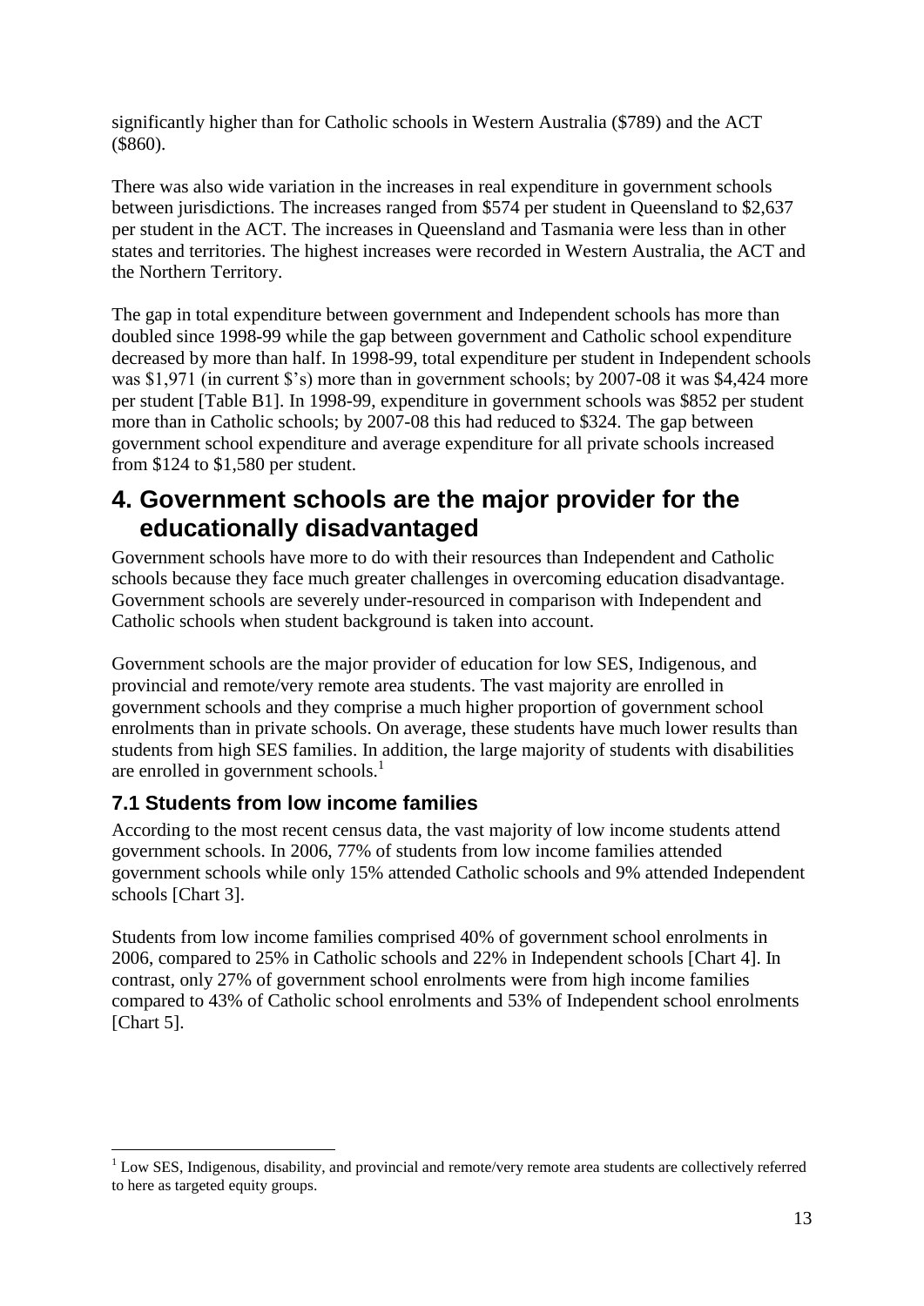significantly higher than for Catholic schools in Western Australia ($789) and the ACT ($860).

There was also wide variation in the increases in real expenditure in government schools between jurisdictions. The increases ranged from $574 per student in Queensland to $2,637 per student in the ACT. The increases in Queensland and Tasmania were less than in other states and territories. The highest increases were recorded in Western Australia, the ACT and the Northern Territory.

The gap in total expenditure between government and Independent schools has more than doubled since 1998-99 while the gap between government and Catholic school expenditure decreased by more than half. In 1998-99, total expenditure per student in Independent schools was $1,971 (in current $'s) more than in government schools; by 2007-08 it was $4,424 more per student [Table B1]. In 1998-99, expenditure in government schools was $852 per student more than in Catholic schools; by 2007-08 this had reduced to $324. The gap between government school expenditure and average expenditure for all private schools increased from $124 to $1,580 per student.

# 4. Government schools are the major provider for the educationally disadvantaged

Government schools have more to do with their resources than Independent and Catholic schools because they face much greater challenges in overcoming education disadvantage. Government schools are severely under-resourced in comparison with Independent and Catholic schools when student background is taken into account.

Government schools are the major provider of education for low SES, Indigenous, and provincial and remote/very remote area students. The vast majority are enrolled in government schools and they comprise a much higher proportion of government school enrolments than in private schools. On average, these students have much lower results than students from high SES families. In addition, the large majority of students with disabilities are enrolled in government schools.[1]

## 7.1 Students from low income families

According to the most recent census data, the vast majority of low income students attend government schools. In 2006, 77% of students from low income families attended government schools while only 15% attended Catholic schools and 9% attended Independent schools [Chart 3].

Students from low income families comprised 40% of government school enrolments in 2006, compared to 25% in Catholic schools and 22% in Independent schools [Chart 4]. In contrast, only 27% of government school enrolments were from high income families compared to 43% of Catholic school enrolments and 53% of Independent school enrolments [Chart 5].

[1] Low SES, Indigenous, disability, and provincial and remote/very remote area students are collectively referred to here as targeted equity groups.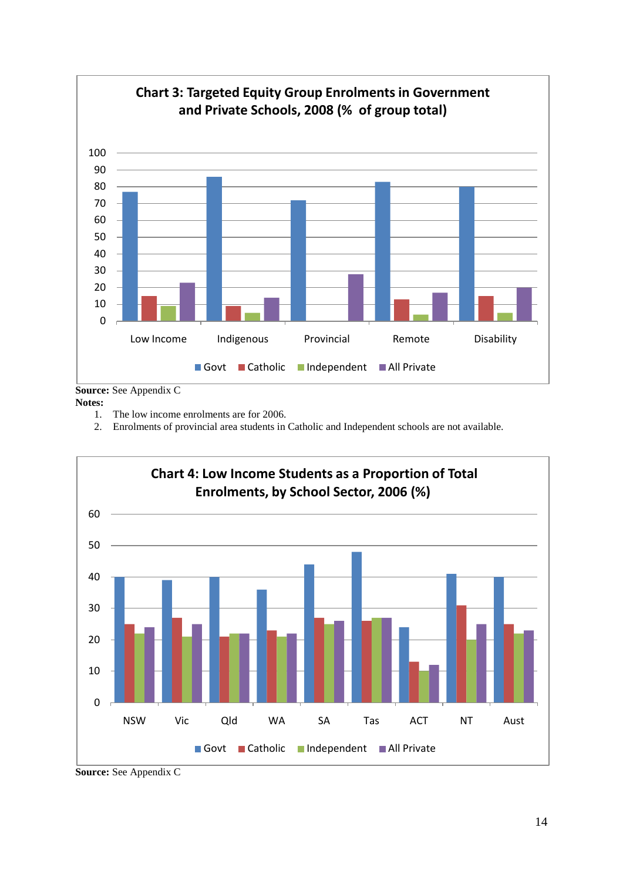**Chart 3: Targeted Equity Group Enrolments in Government and Private Schools, 2008 (% of group total)**

**Source:** See Appendix C

**Notes:**

1. The low income enrolments are for 2006.
2. Enrolments of provincial area students in Catholic and Independent schools are not available.

**Chart 4: Low Income Students as a Proportion of Total Enrolments, by School Sector, 2006 (%)**

**Source:** See Appendix C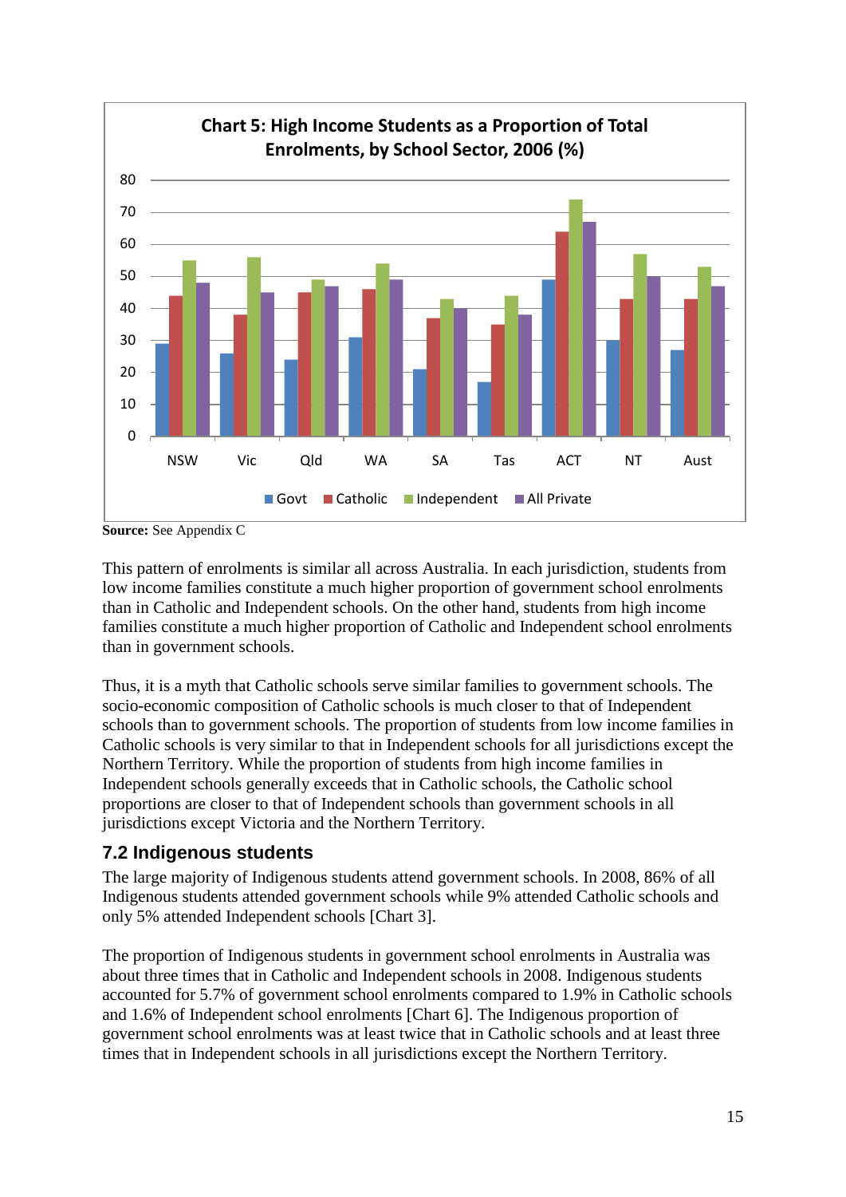**Chart 5: High Income Students as a Proportion of Total Enrolments, by School Sector, 2006 (%)**

**Source:** See Appendix C

This pattern of enrolments is similar all across Australia. In each jurisdiction, students from low income families constitute a much higher proportion of government school enrolments than in Catholic and Independent schools. On the other hand, students from high income families constitute a much higher proportion of Catholic and Independent school enrolments than in government schools.

Thus, it is a myth that Catholic schools serve similar families to government schools. The socio-economic composition of Catholic schools is much closer to that of Independent schools than to government schools. The proportion of students from low income families in Catholic schools is very similar to that in Independent schools for all jurisdictions except the Northern Territory. While the proportion of students from high income families in Independent schools generally exceeds that in Catholic schools, the Catholic school proportions are closer to that of Independent schools than government schools in all jurisdictions except Victoria and the Northern Territory.

## 7.2 Indigenous students

The large majority of Indigenous students attend government schools. In 2008, 86% of all Indigenous students attended government schools while 9% attended Catholic schools and only 5% attended Independent schools [Chart 3].

The proportion of Indigenous students in government school enrolments in Australia was about three times that in Catholic and Independent schools in 2008. Indigenous students accounted for 5.7% of government school enrolments compared to 1.9% in Catholic schools and 1.6% of Independent school enrolments [Chart 6]. The Indigenous proportion of government school enrolments was at least twice that in Catholic schools and at least three times that in Independent schools in all jurisdictions except the Northern Territory.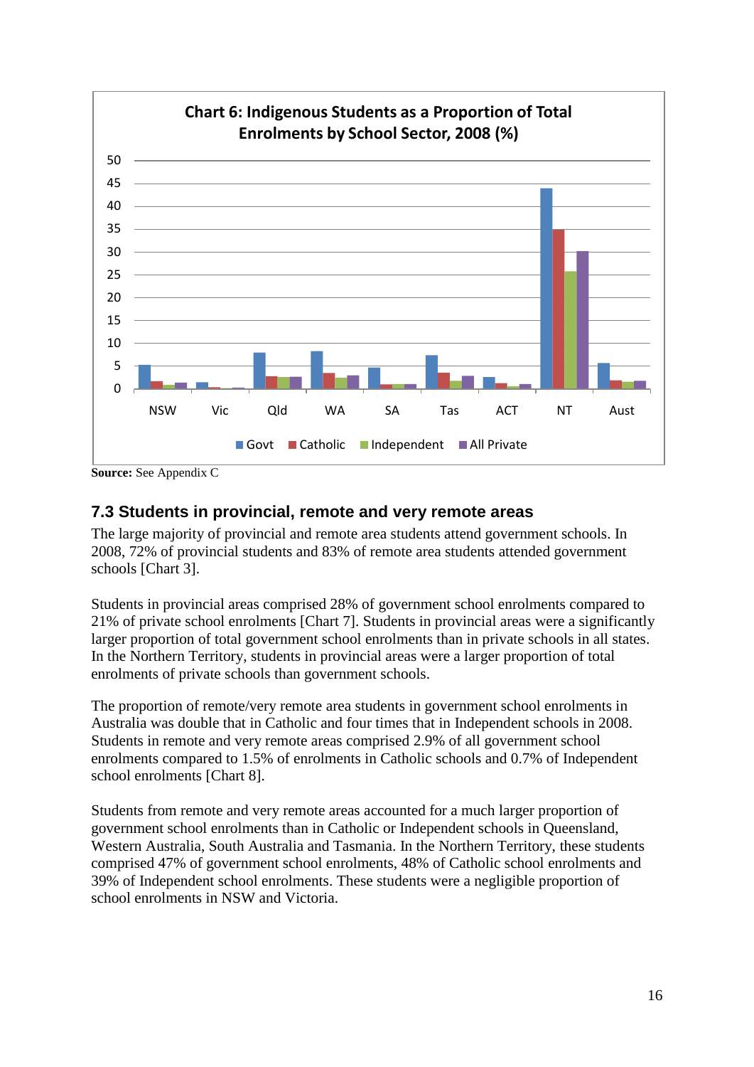**Chart 6: Indigenous Students as a Proportion of Total Enrolments by School Sector, 2008 (%)**

**Source:** See Appendix C

## 7.3 Students in provincial, remote and very remote areas

The large majority of provincial and remote area students attend government schools. In 2008, 72% of provincial students and 83% of remote area students attended government schools [Chart 3].

Students in provincial areas comprised 28% of government school enrolments compared to 21% of private school enrolments [Chart 7]. Students in provincial areas were a significantly larger proportion of total government school enrolments than in private schools in all states. In the Northern Territory, students in provincial areas were a larger proportion of total enrolments of private schools than government schools.

The proportion of remote/very remote area students in government school enrolments in Australia was double that in Catholic and four times that in Independent schools in 2008. Students in remote and very remote areas comprised 2.9% of all government school enrolments compared to 1.5% of enrolments in Catholic schools and 0.7% of Independent school enrolments [Chart 8].

Students from remote and very remote areas accounted for a much larger proportion of government school enrolments than in Catholic or Independent schools in Queensland, Western Australia, South Australia and Tasmania. In the Northern Territory, these students comprised 47% of government school enrolments, 48% of Catholic school enrolments and 39% of Independent school enrolments. These students were a negligible proportion of school enrolments in NSW and Victoria.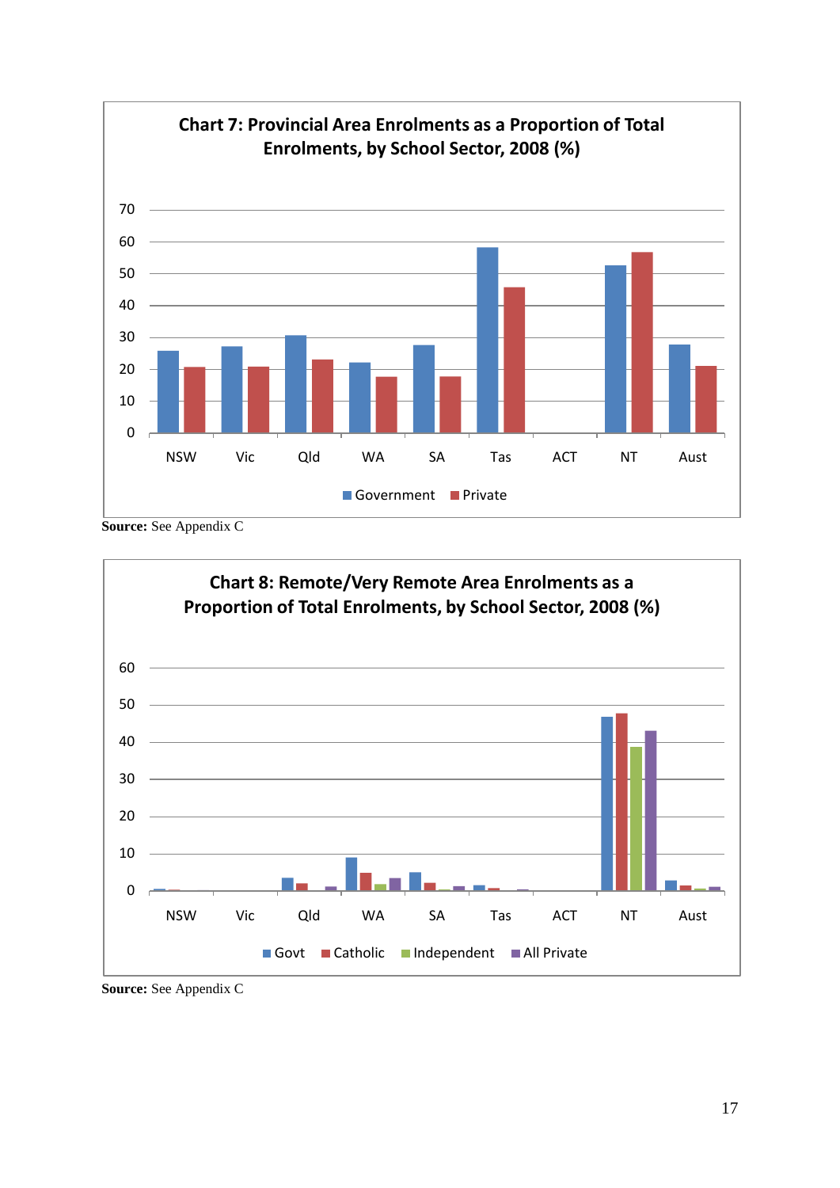**Chart 7: Provincial Area Enrolments as a Proportion of Total Enrolments, by School Sector, 2008 (%)**

**Source:** See Appendix C

**Chart 8: Remote/Very Remote Area Enrolments as a Proportion of Total Enrolments, by School Sector, 2008 (%)**

**Source:** See Appendix C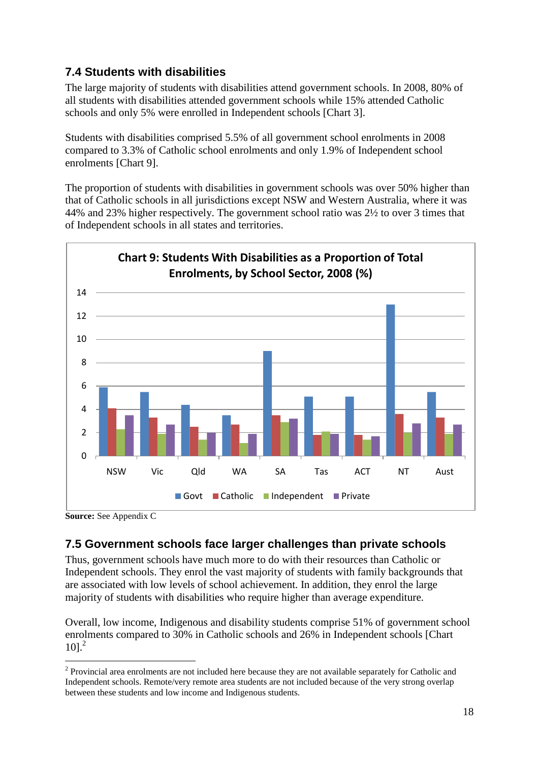### 7.4 Students with disabilities

The large majority of students with disabilities attend government schools. In 2008, 80% of all students with disabilities attended government schools while 15% attended Catholic schools and only 5% were enrolled in Independent schools [Chart 3].

Students with disabilities comprised 5.5% of all government school enrolments in 2008 compared to 3.3% of Catholic school enrolments and only 1.9% of Independent school enrolments [Chart 9].

The proportion of students with disabilities in government schools was over 50% higher than that of Catholic schools in all jurisdictions except NSW and Western Australia, where it was 44% and 23% higher respectively. The government school ratio was 2½ to over 3 times that of Independent schools in all states and territories.

**Chart 9: Students With Disabilities as a Proportion of Total Enrolments, by School Sector, 2008 (%)**

**Source:** See Appendix C

### 7.5 Government schools face larger challenges than private schools

Thus, government schools have much more to do with their resources than Catholic or Independent schools. They enrol the vast majority of students with family backgrounds that are associated with low levels of school achievement. In addition, they enrol the large majority of students with disabilities who require higher than average expenditure.

Overall, low income, Indigenous and disability students comprise 51% of government school enrolments compared to 30% in Catholic schools and 26% in Independent schools [Chart 10].[2]

---

[2] Provincial area enrolments are not included here because they are not available separately for Catholic and Independent schools. Remote/very remote area students are not included because of the very strong overlap between these students and low income and Indigenous students.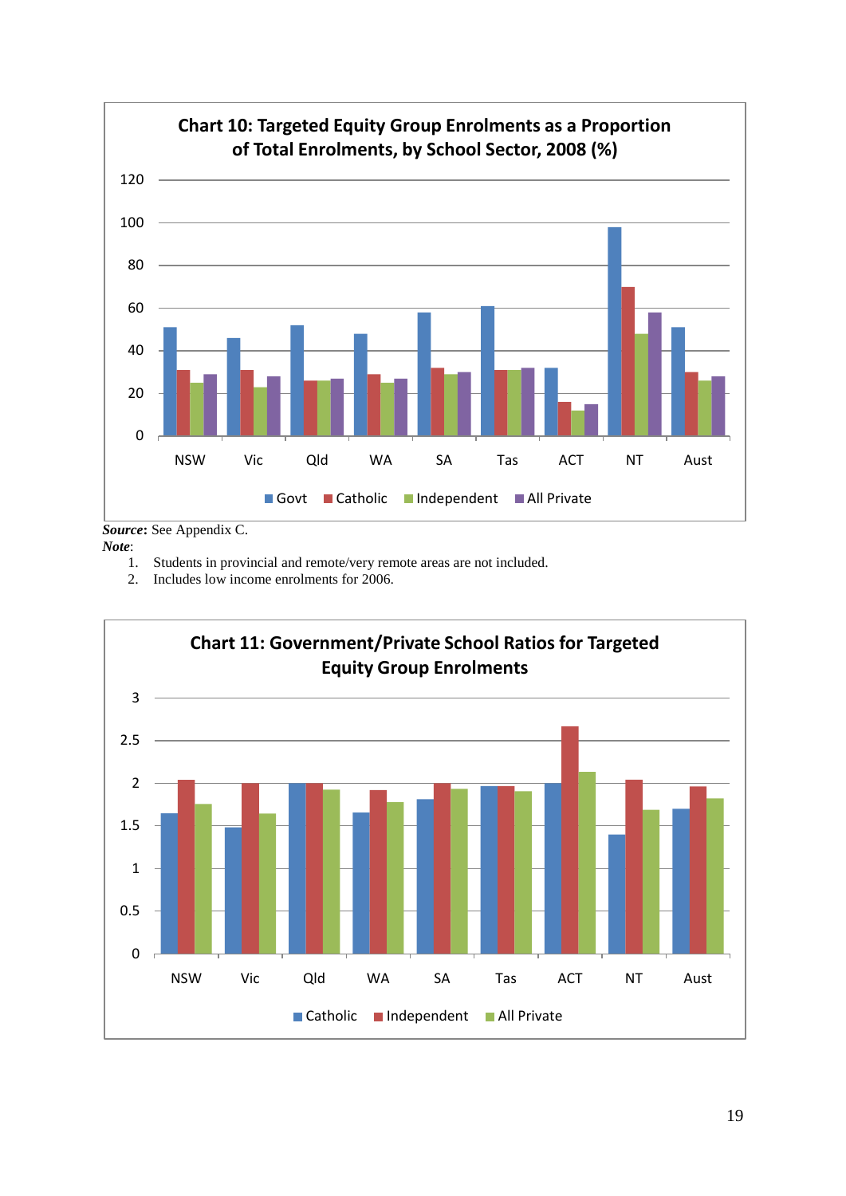**Chart 10: Targeted Equity Group Enrolments as a Proportion of Total Enrolments, by School Sector, 2008 (%)**

***Source***: See Appendix C.

***Note***:

1. Students in provincial and remote/very remote areas are not included.
2. Includes low income enrolments for 2006.

**Chart 11: Government/Private School Ratios for Targeted Equity Group Enrolments**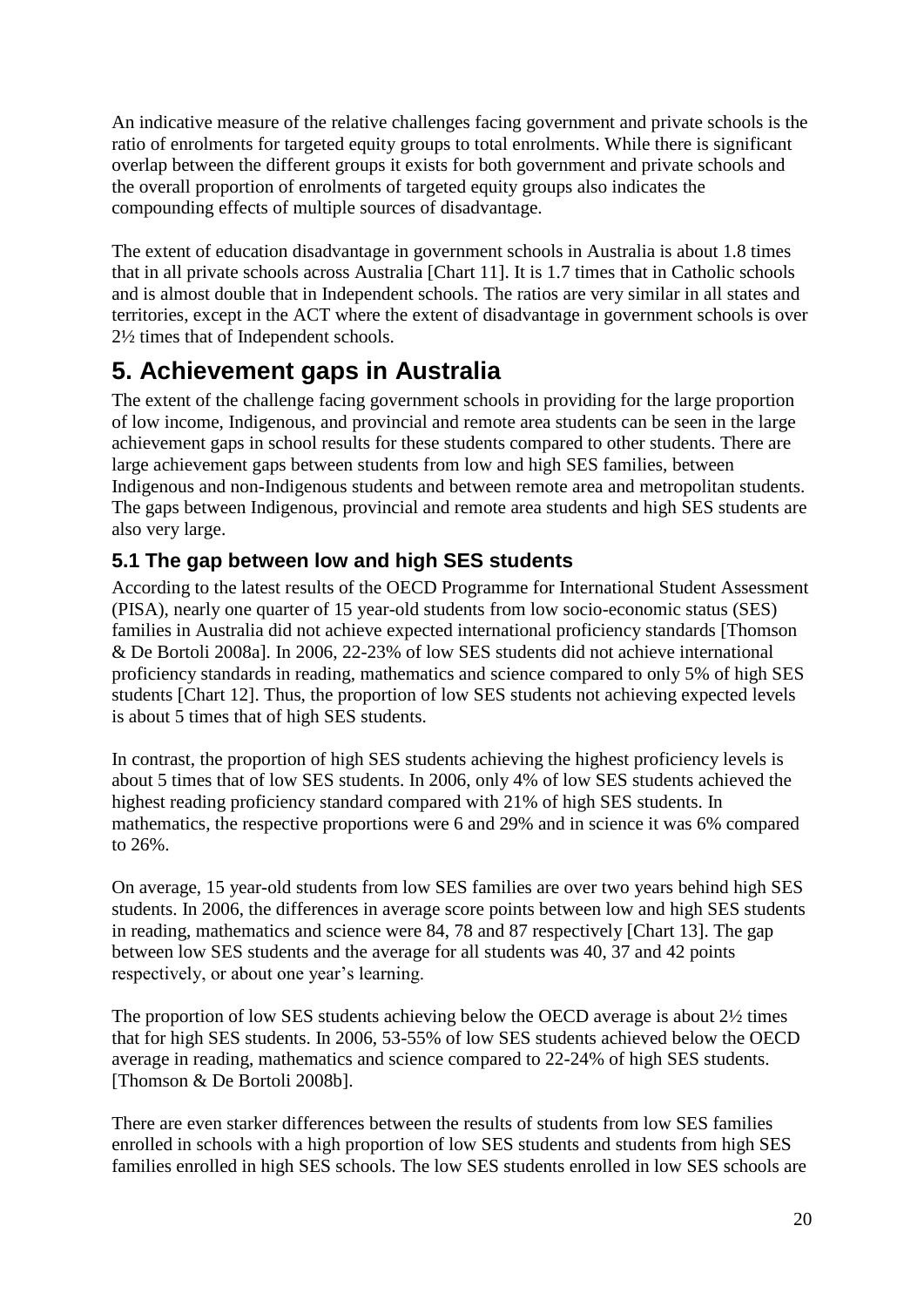An indicative measure of the relative challenges facing government and private schools is the ratio of enrolments for targeted equity groups to total enrolments. While there is significant overlap between the different groups it exists for both government and private schools and the overall proportion of enrolments of targeted equity groups also indicates the compounding effects of multiple sources of disadvantage.

The extent of education disadvantage in government schools in Australia is about 1.8 times that in all private schools across Australia [Chart 11]. It is 1.7 times that in Catholic schools and is almost double that in Independent schools. The ratios are very similar in all states and territories, except in the ACT where the extent of disadvantage in government schools is over 2½ times that of Independent schools.

# 5. Achievement gaps in Australia

The extent of the challenge facing government schools in providing for the large proportion of low income, Indigenous, and provincial and remote area students can be seen in the large achievement gaps in school results for these students compared to other students. There are large achievement gaps between students from low and high SES families, between Indigenous and non-Indigenous students and between remote area and metropolitan students. The gaps between Indigenous, provincial and remote area students and high SES students are also very large.

## 5.1 The gap between low and high SES students

According to the latest results of the OECD Programme for International Student Assessment (PISA), nearly one quarter of 15 year-old students from low socio-economic status (SES) families in Australia did not achieve expected international proficiency standards [Thomson & De Bortoli 2008a]. In 2006, 22-23% of low SES students did not achieve international proficiency standards in reading, mathematics and science compared to only 5% of high SES students [Chart 12]. Thus, the proportion of low SES students not achieving expected levels is about 5 times that of high SES students.

In contrast, the proportion of high SES students achieving the highest proficiency levels is about 5 times that of low SES students. In 2006, only 4% of low SES students achieved the highest reading proficiency standard compared with 21% of high SES students. In mathematics, the respective proportions were 6 and 29% and in science it was 6% compared to 26%.

On average, 15 year-old students from low SES families are over two years behind high SES students. In 2006, the differences in average score points between low and high SES students in reading, mathematics and science were 84, 78 and 87 respectively [Chart 13]. The gap between low SES students and the average for all students was 40, 37 and 42 points respectively, or about one year's learning.

The proportion of low SES students achieving below the OECD average is about 2½ times that for high SES students. In 2006, 53-55% of low SES students achieved below the OECD average in reading, mathematics and science compared to 22-24% of high SES students. [Thomson & De Bortoli 2008b].

There are even starker differences between the results of students from low SES families enrolled in schools with a high proportion of low SES students and students from high SES families enrolled in high SES schools. The low SES students enrolled in low SES schools are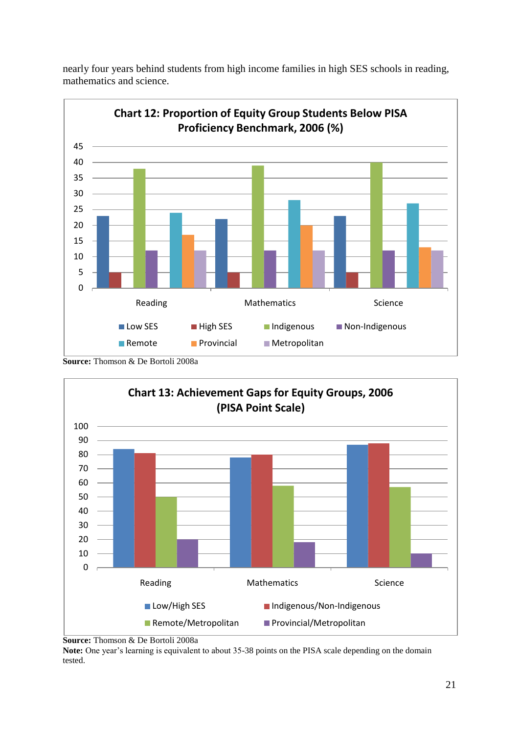nearly four years behind students from high income families in high SES schools in reading, mathematics and science.

**Chart 12: Proportion of Equity Group Students Below PISA Proficiency Benchmark, 2006 (%)**

| | Low SES | High SES | Indigenous | Non-Indigenous | Remote | Provincial | Metropolitan |
|---|---|---|---|---|---|---|---|
| Reading | 23 | 5 | 38 | 12 | 24 | 17 | 12 |
| Mathematics | 22 | 5 | 39 | 12 | 28 | 20 | 12 |
| Science | 23 | 5 | 40 | 12 | 27 | 13 | 12 |

**Source:** Thomson & De Bortoli 2008a

**Chart 13: Achievement Gaps for Equity Groups, 2006 (PISA Point Scale)**

| | Low/High SES | Indigenous/Non-Indigenous | Remote/Metropolitan | Provincial/Metropolitan |
|---|---|---|---|---|
| Reading | 84 | 81 | 50 | 20 |
| Mathematics | 78 | 80 | 58 | 18 |
| Science | 87 | 88 | 57 | 10 |

**Source:** Thomson & De Bortoli 2008a

**Note:** One year's learning is equivalent to about 35-38 points on the PISA scale depending on the domain tested.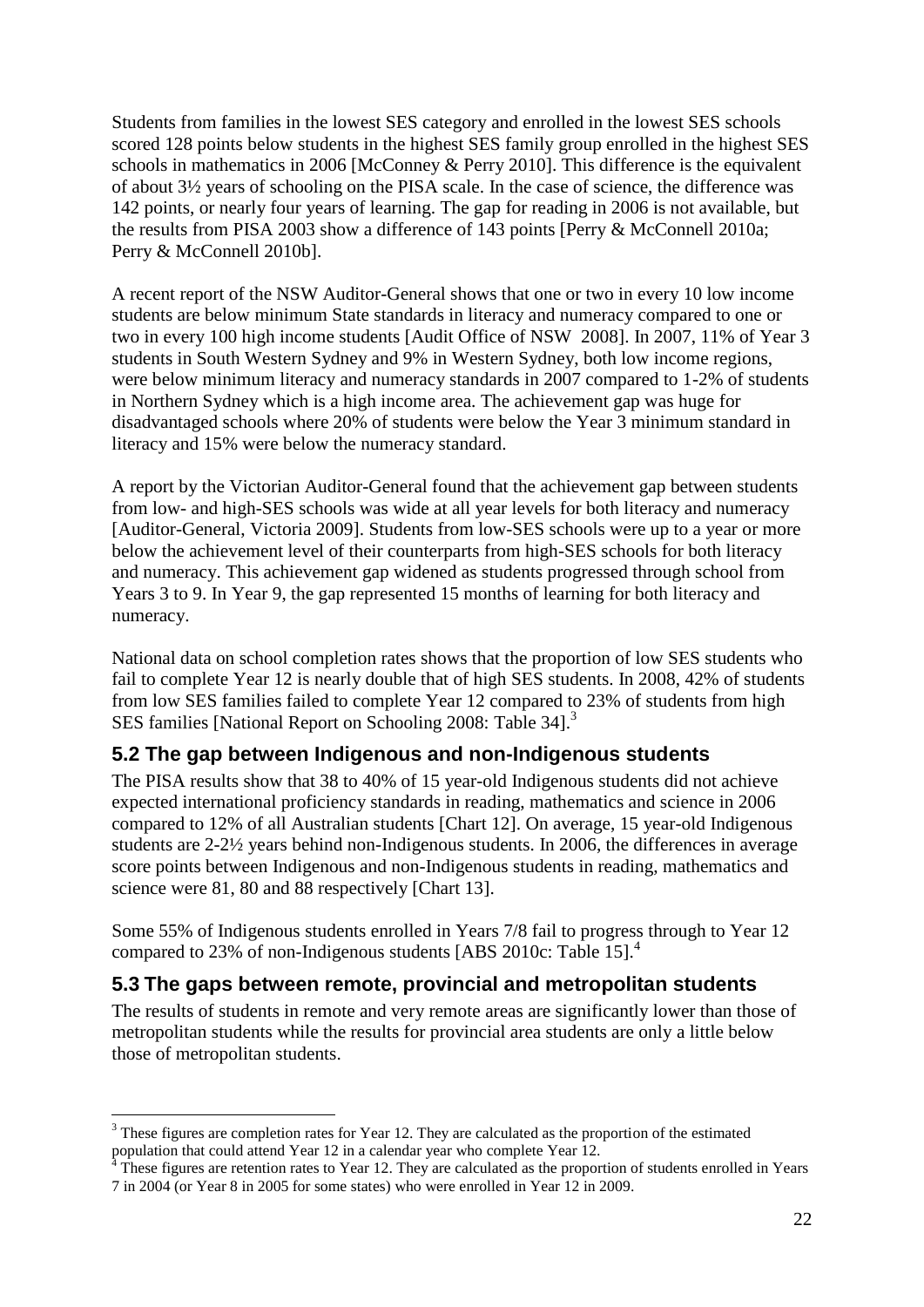Students from families in the lowest SES category and enrolled in the lowest SES schools scored 128 points below students in the highest SES family group enrolled in the highest SES schools in mathematics in 2006 [McConney & Perry 2010]. This difference is the equivalent of about 3½ years of schooling on the PISA scale. In the case of science, the difference was 142 points, or nearly four years of learning. The gap for reading in 2006 is not available, but the results from PISA 2003 show a difference of 143 points [Perry & McConnell 2010a; Perry & McConnell 2010b].

A recent report of the NSW Auditor-General shows that one or two in every 10 low income students are below minimum State standards in literacy and numeracy compared to one or two in every 100 high income students [Audit Office of NSW 2008]. In 2007, 11% of Year 3 students in South Western Sydney and 9% in Western Sydney, both low income regions, were below minimum literacy and numeracy standards in 2007 compared to 1-2% of students in Northern Sydney which is a high income area. The achievement gap was huge for disadvantaged schools where 20% of students were below the Year 3 minimum standard in literacy and 15% were below the numeracy standard.

A report by the Victorian Auditor-General found that the achievement gap between students from low- and high-SES schools was wide at all year levels for both literacy and numeracy [Auditor-General, Victoria 2009]. Students from low-SES schools were up to a year or more below the achievement level of their counterparts from high-SES schools for both literacy and numeracy. This achievement gap widened as students progressed through school from Years 3 to 9. In Year 9, the gap represented 15 months of learning for both literacy and numeracy.

National data on school completion rates shows that the proportion of low SES students who fail to complete Year 12 is nearly double that of high SES students. In 2008, 42% of students from low SES families failed to complete Year 12 compared to 23% of students from high SES families [National Report on Schooling 2008: Table 34].[3]

## 5.2 The gap between Indigenous and non-Indigenous students

The PISA results show that 38 to 40% of 15 year-old Indigenous students did not achieve expected international proficiency standards in reading, mathematics and science in 2006 compared to 12% of all Australian students [Chart 12]. On average, 15 year-old Indigenous students are 2-2½ years behind non-Indigenous students. In 2006, the differences in average score points between Indigenous and non-Indigenous students in reading, mathematics and science were 81, 80 and 88 respectively [Chart 13].

Some 55% of Indigenous students enrolled in Years 7/8 fail to progress through to Year 12 compared to 23% of non-Indigenous students [ABS 2010c: Table 15].[4]

## 5.3 The gaps between remote, provincial and metropolitan students

The results of students in remote and very remote areas are significantly lower than those of metropolitan students while the results for provincial area students are only a little below those of metropolitan students.

---

[3] These figures are completion rates for Year 12. They are calculated as the proportion of the estimated population that could attend Year 12 in a calendar year who complete Year 12.

[4] These figures are retention rates to Year 12. They are calculated as the proportion of students enrolled in Years 7 in 2004 (or Year 8 in 2005 for some states) who were enrolled in Year 12 in 2009.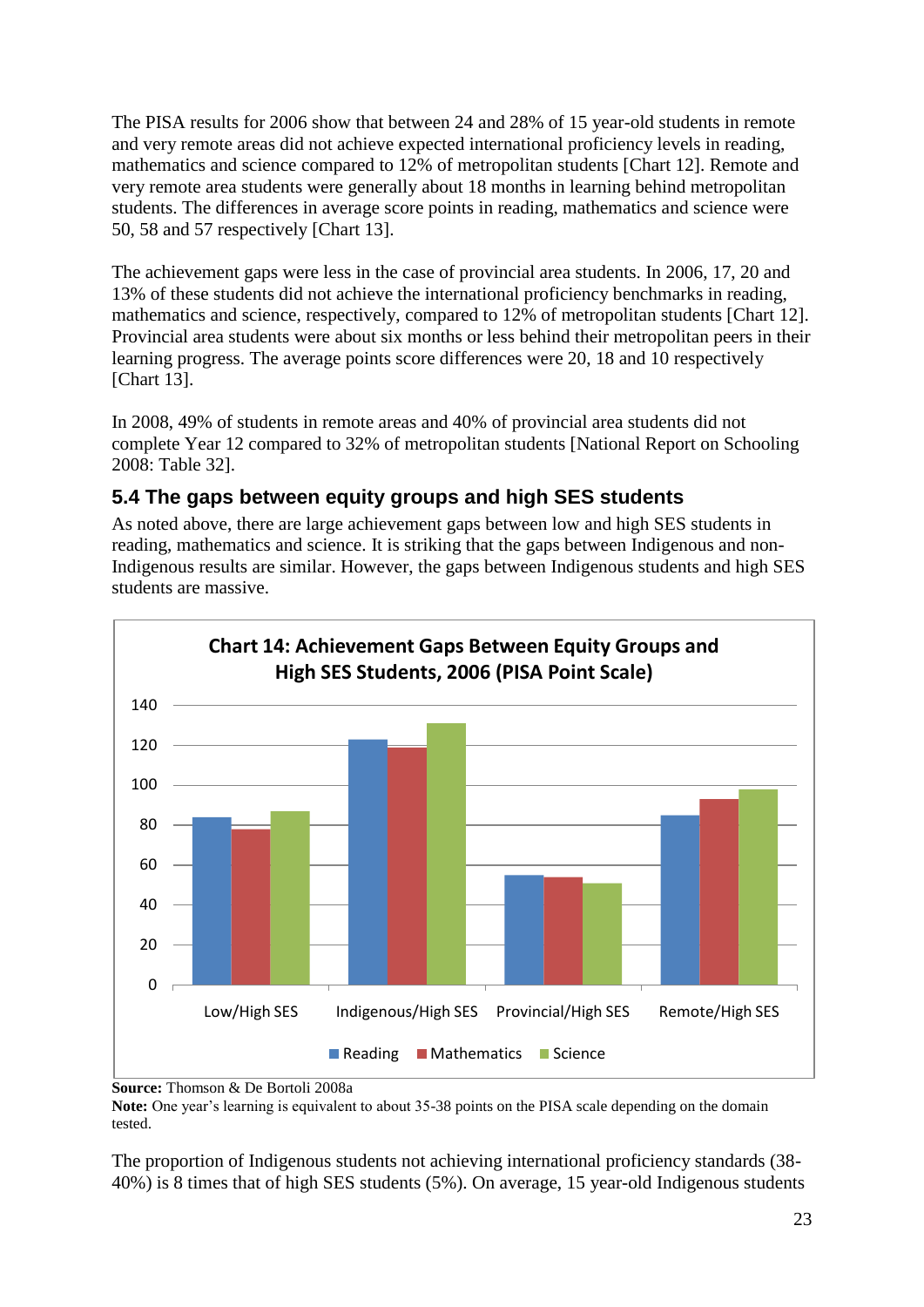The PISA results for 2006 show that between 24 and 28% of 15 year-old students in remote and very remote areas did not achieve expected international proficiency levels in reading, mathematics and science compared to 12% of metropolitan students [Chart 12]. Remote and very remote area students were generally about 18 months in learning behind metropolitan students. The differences in average score points in reading, mathematics and science were 50, 58 and 57 respectively [Chart 13].

The achievement gaps were less in the case of provincial area students. In 2006, 17, 20 and 13% of these students did not achieve the international proficiency benchmarks in reading, mathematics and science, respectively, compared to 12% of metropolitan students [Chart 12]. Provincial area students were about six months or less behind their metropolitan peers in their learning progress. The average points score differences were 20, 18 and 10 respectively [Chart 13].

In 2008, 49% of students in remote areas and 40% of provincial area students did not complete Year 12 compared to 32% of metropolitan students [National Report on Schooling 2008: Table 32].

### 5.4 The gaps between equity groups and high SES students

As noted above, there are large achievement gaps between low and high SES students in reading, mathematics and science. It is striking that the gaps between Indigenous and non-Indigenous results are similar. However, the gaps between Indigenous students and high SES students are massive.

**Chart 14: Achievement Gaps Between Equity Groups and High SES Students, 2006 (PISA Point Scale)**

| | Reading | Mathematics | Science |
|---|---|---|---|
| Low/High SES | 84 | 78 | 87 |
| Indigenous/High SES | 123 | 119 | 131 |
| Provincial/High SES | 55 | 54 | 51 |
| Remote/High SES | 85 | 93 | 98 |

**Source:** Thomson & De Bortoli 2008a

**Note:** One year's learning is equivalent to about 35-38 points on the PISA scale depending on the domain tested.

The proportion of Indigenous students not achieving international proficiency standards (38-40%) is 8 times that of high SES students (5%). On average, 15 year-old Indigenous students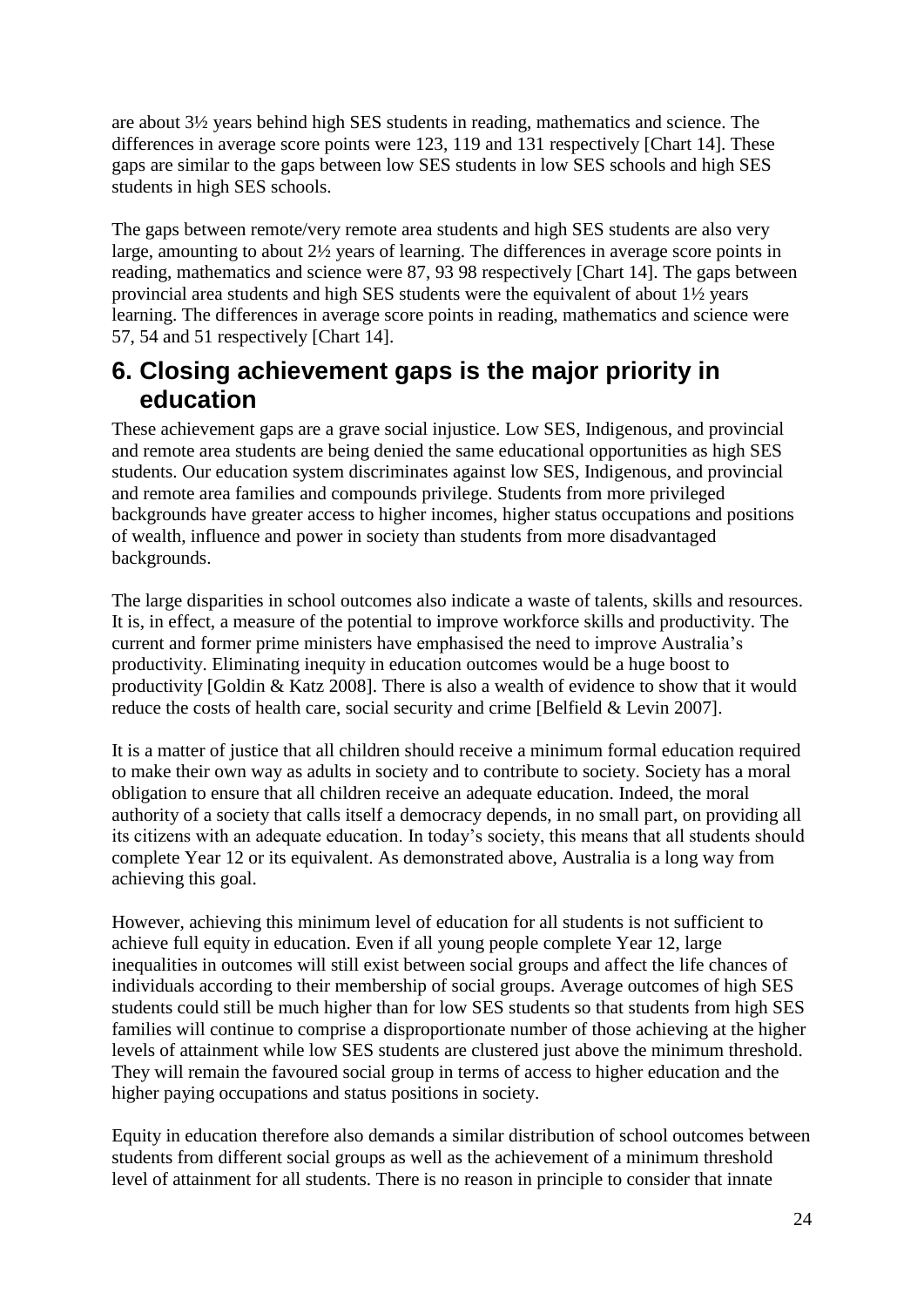are about 3½ years behind high SES students in reading, mathematics and science. The differences in average score points were 123, 119 and 131 respectively [Chart 14]. These gaps are similar to the gaps between low SES students in low SES schools and high SES students in high SES schools.

The gaps between remote/very remote area students and high SES students are also very large, amounting to about 2½ years of learning. The differences in average score points in reading, mathematics and science were 87, 93 98 respectively [Chart 14]. The gaps between provincial area students and high SES students were the equivalent of about 1½ years learning. The differences in average score points in reading, mathematics and science were 57, 54 and 51 respectively [Chart 14].

## 6. Closing achievement gaps is the major priority in education

These achievement gaps are a grave social injustice. Low SES, Indigenous, and provincial and remote area students are being denied the same educational opportunities as high SES students. Our education system discriminates against low SES, Indigenous, and provincial and remote area families and compounds privilege. Students from more privileged backgrounds have greater access to higher incomes, higher status occupations and positions of wealth, influence and power in society than students from more disadvantaged backgrounds.

The large disparities in school outcomes also indicate a waste of talents, skills and resources. It is, in effect, a measure of the potential to improve workforce skills and productivity. The current and former prime ministers have emphasised the need to improve Australia's productivity. Eliminating inequity in education outcomes would be a huge boost to productivity [Goldin & Katz 2008]. There is also a wealth of evidence to show that it would reduce the costs of health care, social security and crime [Belfield & Levin 2007].

It is a matter of justice that all children should receive a minimum formal education required to make their own way as adults in society and to contribute to society. Society has a moral obligation to ensure that all children receive an adequate education. Indeed, the moral authority of a society that calls itself a democracy depends, in no small part, on providing all its citizens with an adequate education. In today's society, this means that all students should complete Year 12 or its equivalent. As demonstrated above, Australia is a long way from achieving this goal.

However, achieving this minimum level of education for all students is not sufficient to achieve full equity in education. Even if all young people complete Year 12, large inequalities in outcomes will still exist between social groups and affect the life chances of individuals according to their membership of social groups. Average outcomes of high SES students could still be much higher than for low SES students so that students from high SES families will continue to comprise a disproportionate number of those achieving at the higher levels of attainment while low SES students are clustered just above the minimum threshold. They will remain the favoured social group in terms of access to higher education and the higher paying occupations and status positions in society.

Equity in education therefore also demands a similar distribution of school outcomes between students from different social groups as well as the achievement of a minimum threshold level of attainment for all students. There is no reason in principle to consider that innate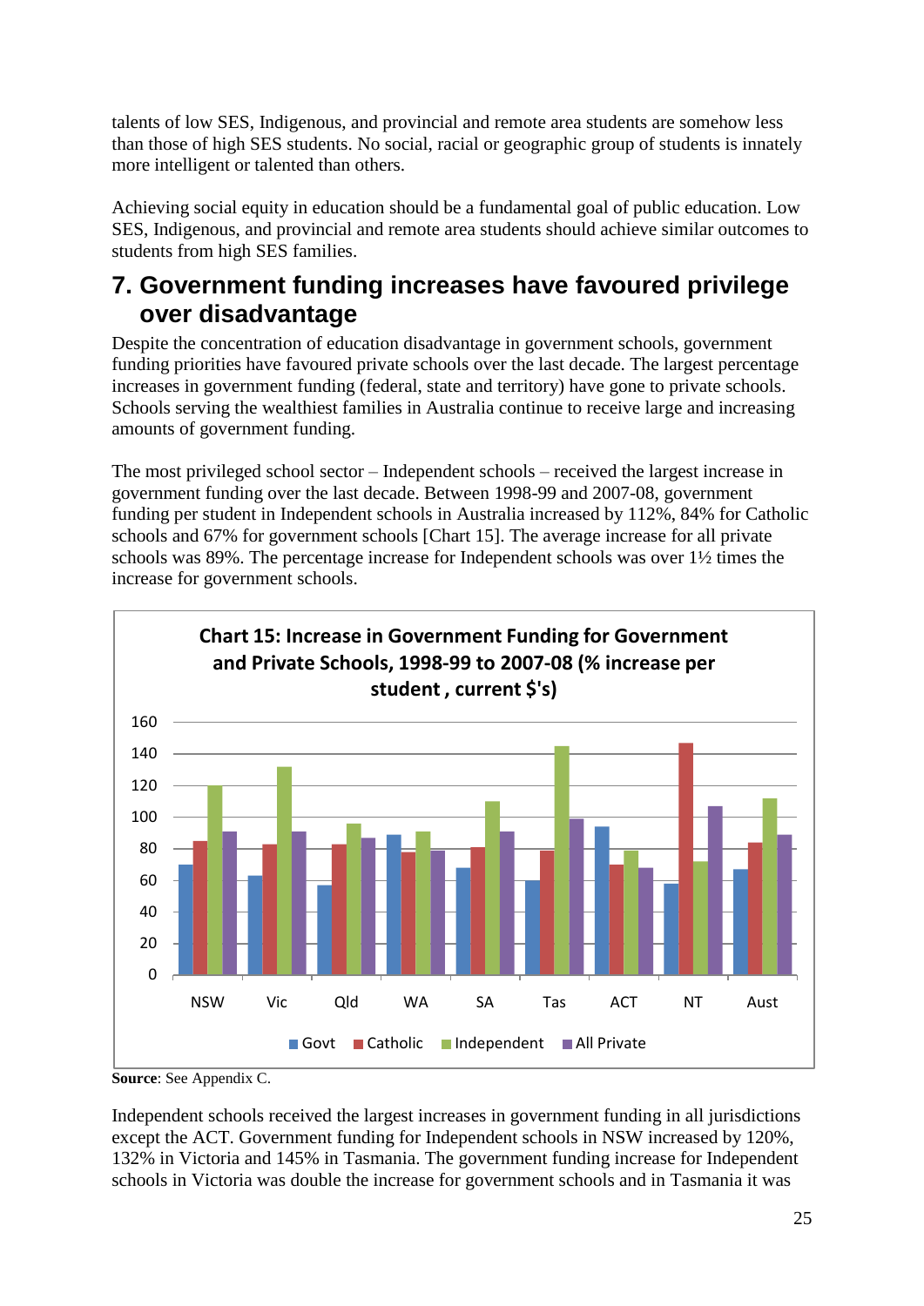talents of low SES, Indigenous, and provincial and remote area students are somehow less than those of high SES students. No social, racial or geographic group of students is innately more intelligent or talented than others.

Achieving social equity in education should be a fundamental goal of public education. Low SES, Indigenous, and provincial and remote area students should achieve similar outcomes to students from high SES families.

## 7. Government funding increases have favoured privilege over disadvantage

Despite the concentration of education disadvantage in government schools, government funding priorities have favoured private schools over the last decade. The largest percentage increases in government funding (federal, state and territory) have gone to private schools. Schools serving the wealthiest families in Australia continue to receive large and increasing amounts of government funding.

The most privileged school sector – Independent schools – received the largest increase in government funding over the last decade. Between 1998-99 and 2007-08, government funding per student in Independent schools in Australia increased by 112%, 84% for Catholic schools and 67% for government schools [Chart 15]. The average increase for all private schools was 89%. The percentage increase for Independent schools was over 1½ times the increase for government schools.

**Chart 15: Increase in Government Funding for Government and Private Schools, 1998-99 to 2007-08 (% increase per student , current $'s)**

| | Govt | Catholic | Independent | All Private |
|---|---|---|---|---|
| NSW | 70 | 85 | 120 | 91 |
| Vic | 63 | 83 | 132 | 91 |
| Qld | 57 | 83 | 96 | 87 |
| WA | 89 | 78 | 91 | 79 |
| SA | 68 | 81 | 110 | 91 |
| Tas | 60 | 79 | 145 | 99 |
| ACT | 94 | 70 | 79 | 68 |
| NT | 58 | 147 | 72 | 107 |
| Aust | 67 | 84 | 112 | 89 |

**Source**: See Appendix C.

Independent schools received the largest increases in government funding in all jurisdictions except the ACT. Government funding for Independent schools in NSW increased by 120%, 132% in Victoria and 145% in Tasmania. The government funding increase for Independent schools in Victoria was double the increase for government schools and in Tasmania it was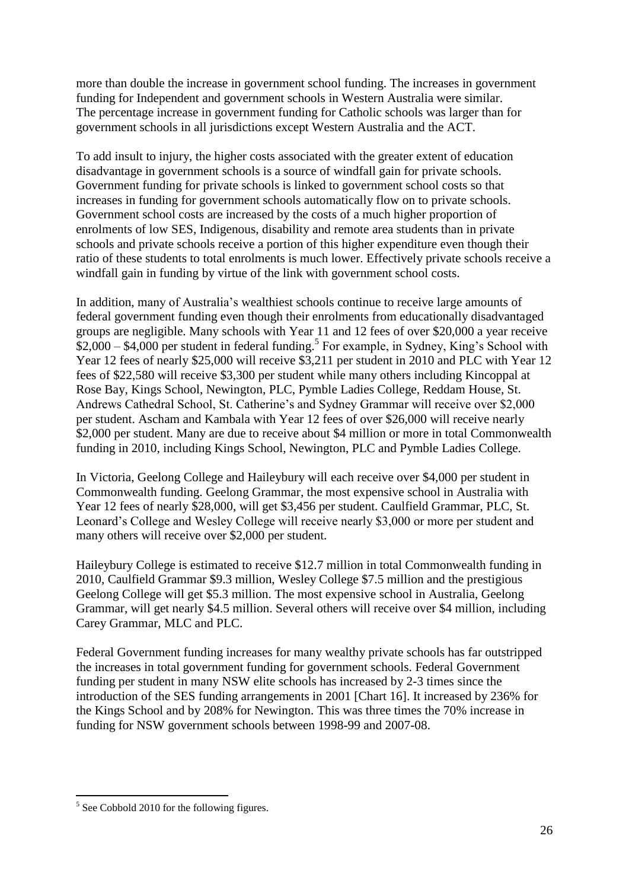more than double the increase in government school funding. The increases in government funding for Independent and government schools in Western Australia were similar. The percentage increase in government funding for Catholic schools was larger than for government schools in all jurisdictions except Western Australia and the ACT.

To add insult to injury, the higher costs associated with the greater extent of education disadvantage in government schools is a source of windfall gain for private schools. Government funding for private schools is linked to government school costs so that increases in funding for government schools automatically flow on to private schools. Government school costs are increased by the costs of a much higher proportion of enrolments of low SES, Indigenous, disability and remote area students than in private schools and private schools receive a portion of this higher expenditure even though their ratio of these students to total enrolments is much lower. Effectively private schools receive a windfall gain in funding by virtue of the link with government school costs.

In addition, many of Australia's wealthiest schools continue to receive large amounts of federal government funding even though their enrolments from educationally disadvantaged groups are negligible. Many schools with Year 11 and 12 fees of over $20,000 a year receive $2,000 – $4,000 per student in federal funding.[5] For example, in Sydney, King's School with Year 12 fees of nearly $25,000 will receive $3,211 per student in 2010 and PLC with Year 12 fees of $22,580 will receive $3,300 per student while many others including Kincoppal at Rose Bay, Kings School, Newington, PLC, Pymble Ladies College, Reddam House, St. Andrews Cathedral School, St. Catherine's and Sydney Grammar will receive over $2,000 per student. Ascham and Kambala with Year 12 fees of over $26,000 will receive nearly $2,000 per student. Many are due to receive about $4 million or more in total Commonwealth funding in 2010, including Kings School, Newington, PLC and Pymble Ladies College.

In Victoria, Geelong College and Haileybury will each receive over $4,000 per student in Commonwealth funding. Geelong Grammar, the most expensive school in Australia with Year 12 fees of nearly $28,000, will get $3,456 per student. Caulfield Grammar, PLC, St. Leonard's College and Wesley College will receive nearly $3,000 or more per student and many others will receive over $2,000 per student.

Haileybury College is estimated to receive $12.7 million in total Commonwealth funding in 2010, Caulfield Grammar $9.3 million, Wesley College $7.5 million and the prestigious Geelong College will get $5.3 million. The most expensive school in Australia, Geelong Grammar, will get nearly $4.5 million. Several others will receive over $4 million, including Carey Grammar, MLC and PLC.

Federal Government funding increases for many wealthy private schools has far outstripped the increases in total government funding for government schools. Federal Government funding per student in many NSW elite schools has increased by 2-3 times since the introduction of the SES funding arrangements in 2001 [Chart 16]. It increased by 236% for the Kings School and by 208% for Newington. This was three times the 70% increase in funding for NSW government schools between 1998-99 and 2007-08.

---

[5] See Cobbold 2010 for the following figures.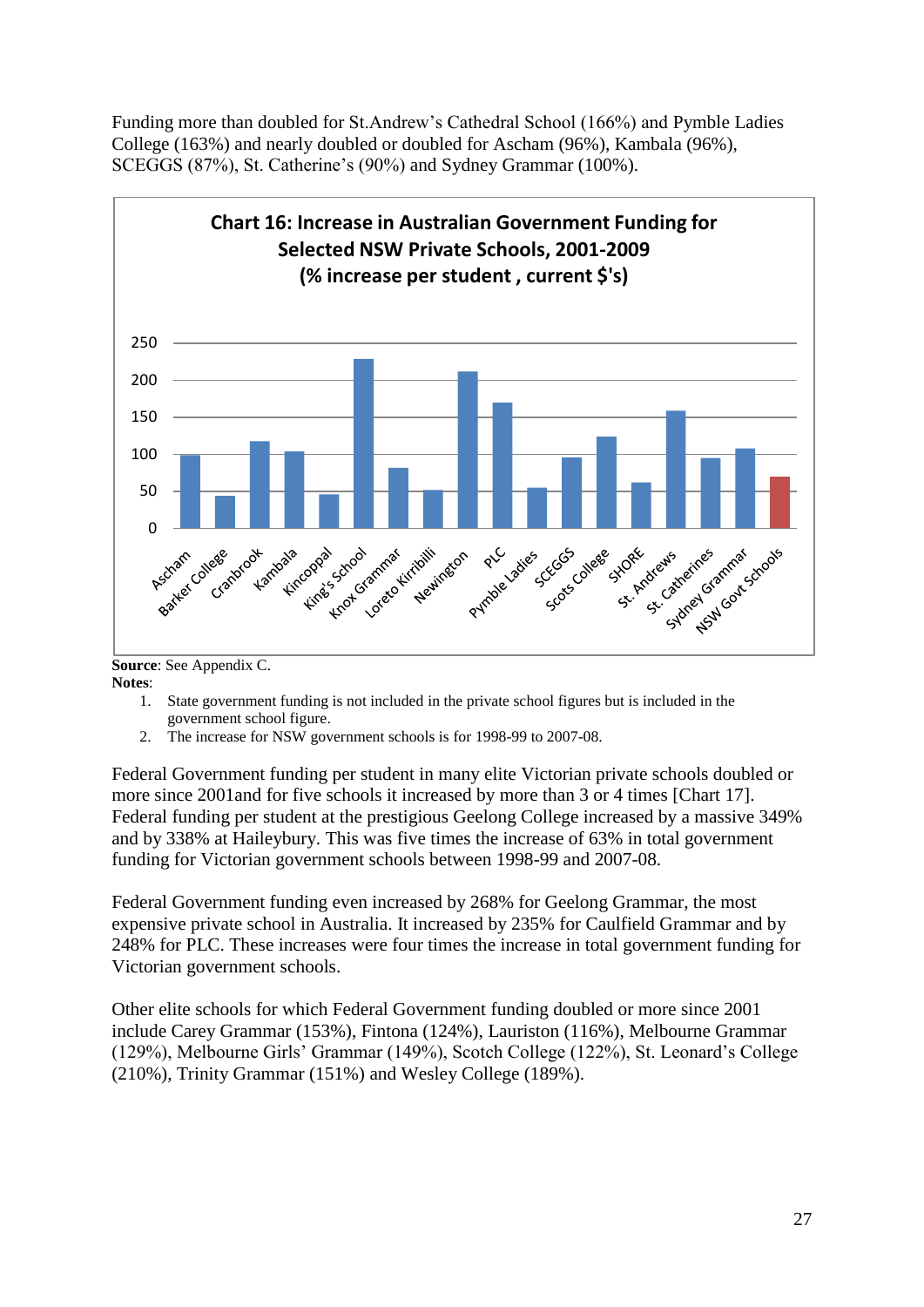Funding more than doubled for St.Andrew's Cathedral School (166%) and Pymble Ladies College (163%) and nearly doubled or doubled for Ascham (96%), Kambala (96%), SCEGGS (87%), St. Catherine's (90%) and Sydney Grammar (100%).

**Chart 16: Increase in Australian Government Funding for Selected NSW Private Schools, 2001-2009 (% increase per student , current $'s)**

**Source**: See Appendix C.

**Notes**:

1. State government funding is not included in the private school figures but is included in the government school figure.
2. The increase for NSW government schools is for 1998-99 to 2007-08.

Federal Government funding per student in many elite Victorian private schools doubled or more since 2001and for five schools it increased by more than 3 or 4 times [Chart 17]. Federal funding per student at the prestigious Geelong College increased by a massive 349% and by 338% at Haileybury. This was five times the increase of 63% in total government funding for Victorian government schools between 1998-99 and 2007-08.

Federal Government funding even increased by 268% for Geelong Grammar, the most expensive private school in Australia. It increased by 235% for Caulfield Grammar and by 248% for PLC. These increases were four times the increase in total government funding for Victorian government schools.

Other elite schools for which Federal Government funding doubled or more since 2001 include Carey Grammar (153%), Fintona (124%), Lauriston (116%), Melbourne Grammar (129%), Melbourne Girls' Grammar (149%), Scotch College (122%), St. Leonard's College (210%), Trinity Grammar (151%) and Wesley College (189%).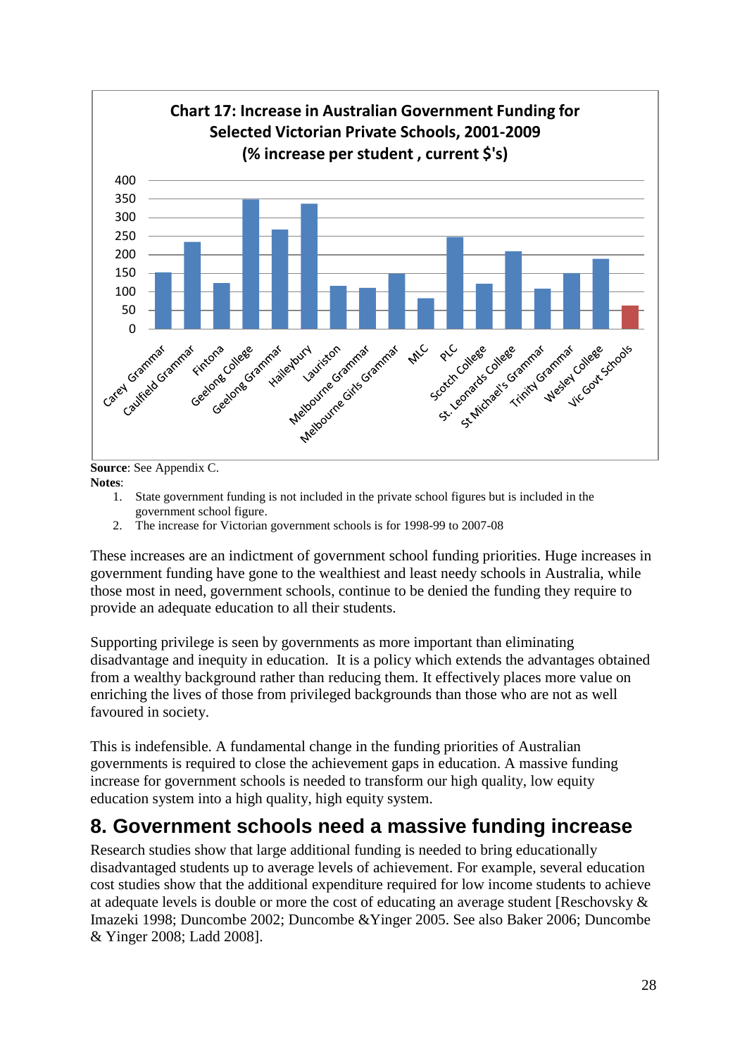**Chart 17: Increase in Australian Government Funding for Selected Victorian Private Schools, 2001-2009 (% increase per student , current $'s)**

**Source**: See Appendix C.

**Notes**:

1. State government funding is not included in the private school figures but is included in the government school figure.
2. The increase for Victorian government schools is for 1998-99 to 2007-08

These increases are an indictment of government school funding priorities. Huge increases in government funding have gone to the wealthiest and least needy schools in Australia, while those most in need, government schools, continue to be denied the funding they require to provide an adequate education to all their students.

Supporting privilege is seen by governments as more important than eliminating disadvantage and inequity in education. It is a policy which extends the advantages obtained from a wealthy background rather than reducing them. It effectively places more value on enriching the lives of those from privileged backgrounds than those who are not as well favoured in society.

This is indefensible. A fundamental change in the funding priorities of Australian governments is required to close the achievement gaps in education. A massive funding increase for government schools is needed to transform our high quality, low equity education system into a high quality, high equity system.

## 8. Government schools need a massive funding increase

Research studies show that large additional funding is needed to bring educationally disadvantaged students up to average levels of achievement. For example, several education cost studies show that the additional expenditure required for low income students to achieve at adequate levels is double or more the cost of educating an average student [Reschovsky & Imazeki 1998; Duncombe 2002; Duncombe &Yinger 2005. See also Baker 2006; Duncombe & Yinger 2008; Ladd 2008].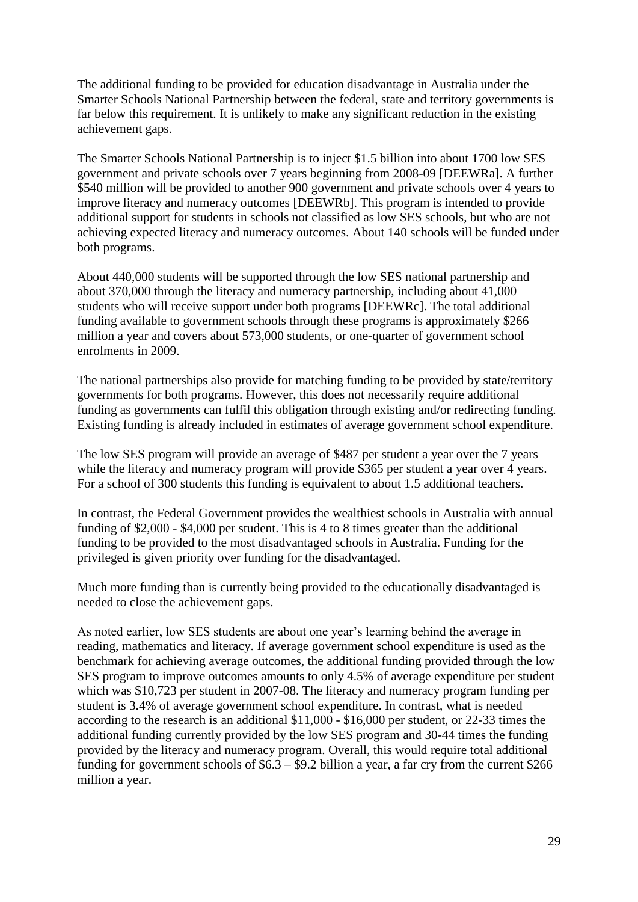The additional funding to be provided for education disadvantage in Australia under the Smarter Schools National Partnership between the federal, state and territory governments is far below this requirement. It is unlikely to make any significant reduction in the existing achievement gaps.

The Smarter Schools National Partnership is to inject $1.5 billion into about 1700 low SES government and private schools over 7 years beginning from 2008-09 [DEEWRa]. A further $540 million will be provided to another 900 government and private schools over 4 years to improve literacy and numeracy outcomes [DEEWRb]. This program is intended to provide additional support for students in schools not classified as low SES schools, but who are not achieving expected literacy and numeracy outcomes. About 140 schools will be funded under both programs.

About 440,000 students will be supported through the low SES national partnership and about 370,000 through the literacy and numeracy partnership, including about 41,000 students who will receive support under both programs [DEEWRc]. The total additional funding available to government schools through these programs is approximately $266 million a year and covers about 573,000 students, or one-quarter of government school enrolments in 2009.

The national partnerships also provide for matching funding to be provided by state/territory governments for both programs. However, this does not necessarily require additional funding as governments can fulfil this obligation through existing and/or redirecting funding. Existing funding is already included in estimates of average government school expenditure.

The low SES program will provide an average of $487 per student a year over the 7 years while the literacy and numeracy program will provide $365 per student a year over 4 years. For a school of 300 students this funding is equivalent to about 1.5 additional teachers.

In contrast, the Federal Government provides the wealthiest schools in Australia with annual funding of $2,000 - $4,000 per student. This is 4 to 8 times greater than the additional funding to be provided to the most disadvantaged schools in Australia. Funding for the privileged is given priority over funding for the disadvantaged.

Much more funding than is currently being provided to the educationally disadvantaged is needed to close the achievement gaps.

As noted earlier, low SES students are about one year's learning behind the average in reading, mathematics and literacy. If average government school expenditure is used as the benchmark for achieving average outcomes, the additional funding provided through the low SES program to improve outcomes amounts to only 4.5% of average expenditure per student which was $10,723 per student in 2007-08. The literacy and numeracy program funding per student is 3.4% of average government school expenditure. In contrast, what is needed according to the research is an additional $11,000 - $16,000 per student, or 22-33 times the additional funding currently provided by the low SES program and 30-44 times the funding provided by the literacy and numeracy program. Overall, this would require total additional funding for government schools of $6.3 – $9.2 billion a year, a far cry from the current $266 million a year.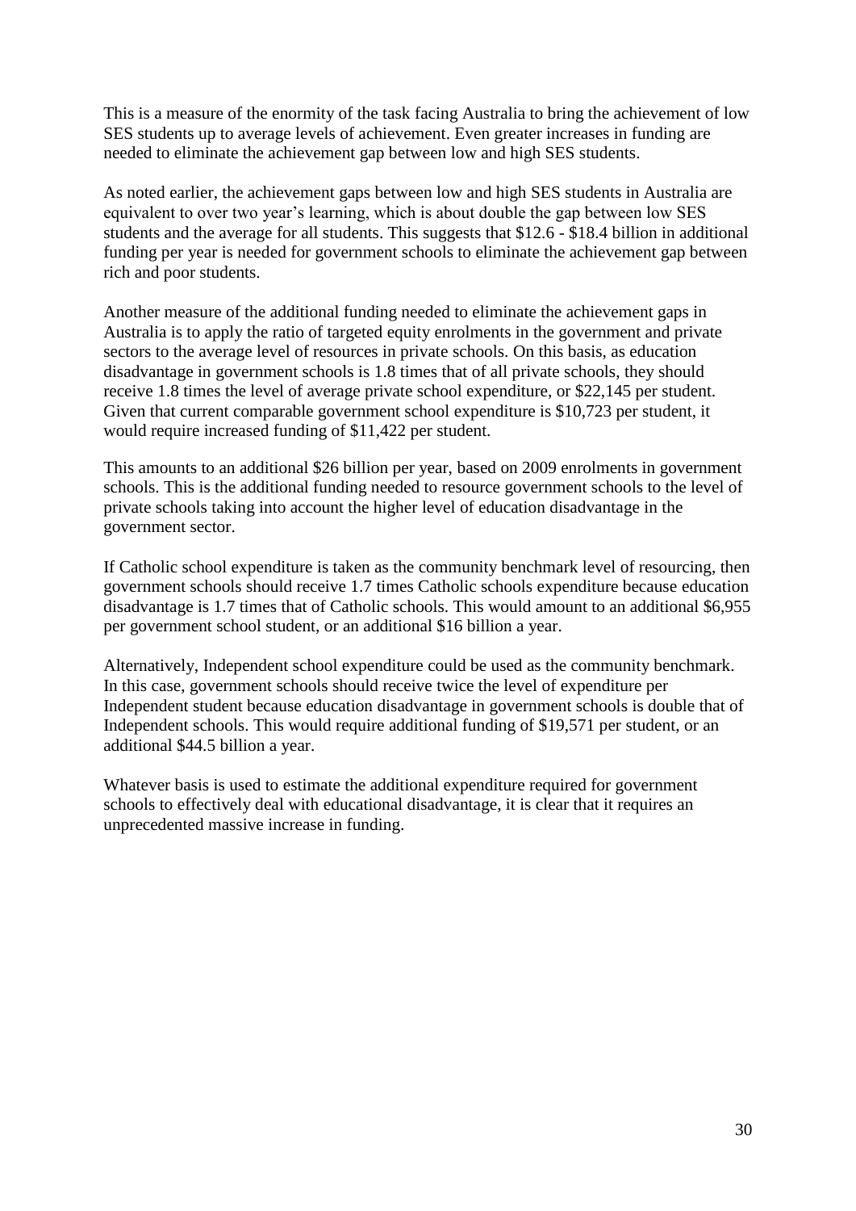This is a measure of the enormity of the task facing Australia to bring the achievement of low SES students up to average levels of achievement. Even greater increases in funding are needed to eliminate the achievement gap between low and high SES students.

As noted earlier, the achievement gaps between low and high SES students in Australia are equivalent to over two year's learning, which is about double the gap between low SES students and the average for all students. This suggests that $12.6 - $18.4 billion in additional funding per year is needed for government schools to eliminate the achievement gap between rich and poor students.

Another measure of the additional funding needed to eliminate the achievement gaps in Australia is to apply the ratio of targeted equity enrolments in the government and private sectors to the average level of resources in private schools. On this basis, as education disadvantage in government schools is 1.8 times that of all private schools, they should receive 1.8 times the level of average private school expenditure, or $22,145 per student. Given that current comparable government school expenditure is $10,723 per student, it would require increased funding of $11,422 per student.

This amounts to an additional $26 billion per year, based on 2009 enrolments in government schools. This is the additional funding needed to resource government schools to the level of private schools taking into account the higher level of education disadvantage in the government sector.

If Catholic school expenditure is taken as the community benchmark level of resourcing, then government schools should receive 1.7 times Catholic schools expenditure because education disadvantage is 1.7 times that of Catholic schools. This would amount to an additional $6,955 per government school student, or an additional $16 billion a year.

Alternatively, Independent school expenditure could be used as the community benchmark. In this case, government schools should receive twice the level of expenditure per Independent student because education disadvantage in government schools is double that of Independent schools. This would require additional funding of $19,571 per student, or an additional $44.5 billion a year.

Whatever basis is used to estimate the additional expenditure required for government schools to effectively deal with educational disadvantage, it is clear that it requires an unprecedented massive increase in funding.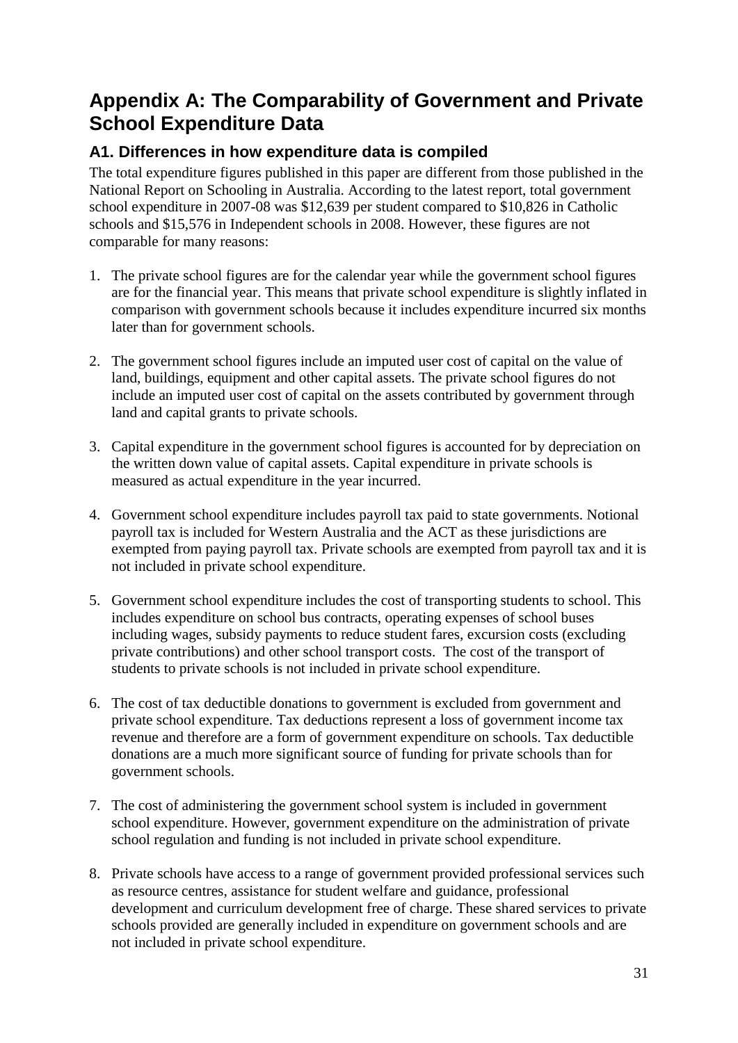# Appendix A: The Comparability of Government and Private School Expenditure Data

## A1. Differences in how expenditure data is compiled

The total expenditure figures published in this paper are different from those published in the National Report on Schooling in Australia. According to the latest report, total government school expenditure in 2007-08 was $12,639 per student compared to $10,826 in Catholic schools and $15,576 in Independent schools in 2008. However, these figures are not comparable for many reasons:

1. The private school figures are for the calendar year while the government school figures are for the financial year. This means that private school expenditure is slightly inflated in comparison with government schools because it includes expenditure incurred six months later than for government schools.

2. The government school figures include an imputed user cost of capital on the value of land, buildings, equipment and other capital assets. The private school figures do not include an imputed user cost of capital on the assets contributed by government through land and capital grants to private schools.

3. Capital expenditure in the government school figures is accounted for by depreciation on the written down value of capital assets. Capital expenditure in private schools is measured as actual expenditure in the year incurred.

4. Government school expenditure includes payroll tax paid to state governments. Notional payroll tax is included for Western Australia and the ACT as these jurisdictions are exempted from paying payroll tax. Private schools are exempted from payroll tax and it is not included in private school expenditure.

5. Government school expenditure includes the cost of transporting students to school. This includes expenditure on school bus contracts, operating expenses of school buses including wages, subsidy payments to reduce student fares, excursion costs (excluding private contributions) and other school transport costs. The cost of the transport of students to private schools is not included in private school expenditure.

6. The cost of tax deductible donations to government is excluded from government and private school expenditure. Tax deductions represent a loss of government income tax revenue and therefore are a form of government expenditure on schools. Tax deductible donations are a much more significant source of funding for private schools than for government schools.

7. The cost of administering the government school system is included in government school expenditure. However, government expenditure on the administration of private school regulation and funding is not included in private school expenditure.

8. Private schools have access to a range of government provided professional services such as resource centres, assistance for student welfare and guidance, professional development and curriculum development free of charge. These shared services to private schools provided are generally included in expenditure on government schools and are not included in private school expenditure.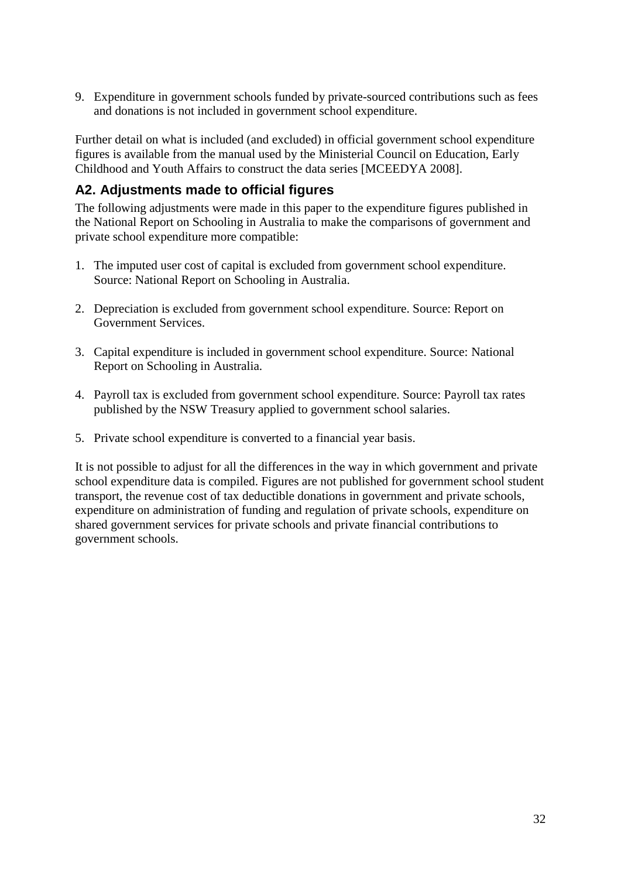9. Expenditure in government schools funded by private-sourced contributions such as fees and donations is not included in government school expenditure.

Further detail on what is included (and excluded) in official government school expenditure figures is available from the manual used by the Ministerial Council on Education, Early Childhood and Youth Affairs to construct the data series [MCEEDYA 2008].

## A2. Adjustments made to official figures

The following adjustments were made in this paper to the expenditure figures published in the National Report on Schooling in Australia to make the comparisons of government and private school expenditure more compatible:

1. The imputed user cost of capital is excluded from government school expenditure. Source: National Report on Schooling in Australia.

2. Depreciation is excluded from government school expenditure. Source: Report on Government Services.

3. Capital expenditure is included in government school expenditure. Source: National Report on Schooling in Australia.

4. Payroll tax is excluded from government school expenditure. Source: Payroll tax rates published by the NSW Treasury applied to government school salaries.

5. Private school expenditure is converted to a financial year basis.

It is not possible to adjust for all the differences in the way in which government and private school expenditure data is compiled. Figures are not published for government school student transport, the revenue cost of tax deductible donations in government and private schools, expenditure on administration of funding and regulation of private schools, expenditure on shared government services for private schools and private financial contributions to government schools.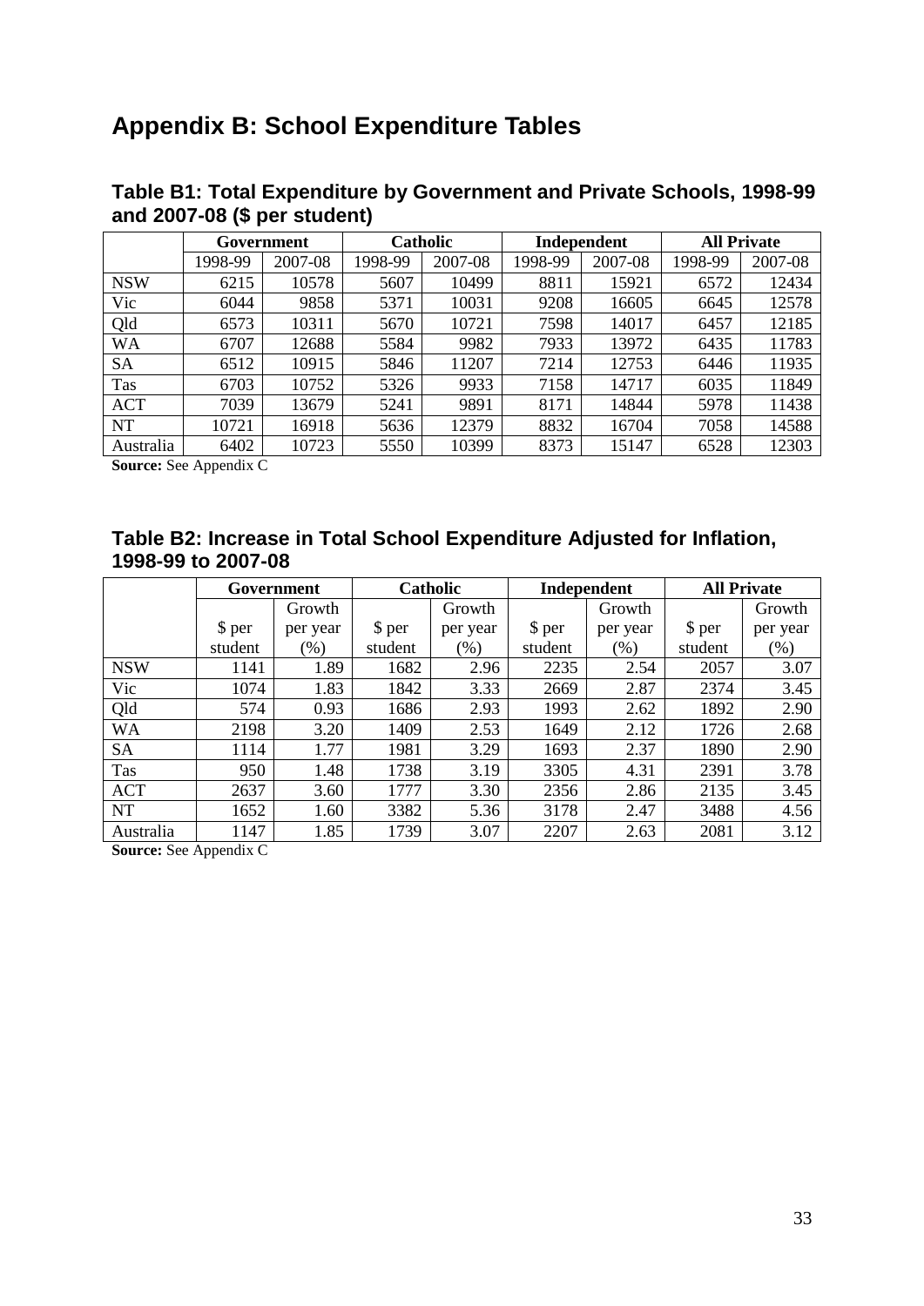# Appendix B: School Expenditure Tables

## Table B1: Total Expenditure by Government and Private Schools, 1998-99 and 2007-08 ($ per student)

| | Government | | Catholic | | Independent | | All Private | |
|---|---|---|---|---|---|---|---|---|
| | 1998-99 | 2007-08 | 1998-99 | 2007-08 | 1998-99 | 2007-08 | 1998-99 | 2007-08 |
| NSW | 6215 | 10578 | 5607 | 10499 | 8811 | 15921 | 6572 | 12434 |
| Vic | 6044 | 9858 | 5371 | 10031 | 9208 | 16605 | 6645 | 12578 |
| Qld | 6573 | 10311 | 5670 | 10721 | 7598 | 14017 | 6457 | 12185 |
| WA | 6707 | 12688 | 5584 | 9982 | 7933 | 13972 | 6435 | 11783 |
| SA | 6512 | 10915 | 5846 | 11207 | 7214 | 12753 | 6446 | 11935 |
| Tas | 6703 | 10752 | 5326 | 9933 | 7158 | 14717 | 6035 | 11849 |
| ACT | 7039 | 13679 | 5241 | 9891 | 8171 | 14844 | 5978 | 11438 |
| NT | 10721 | 16918 | 5636 | 12379 | 8832 | 16704 | 7058 | 14588 |
| Australia | 6402 | 10723 | 5550 | 10399 | 8373 | 15147 | 6528 | 12303 |

**Source:** See Appendix C

## Table B2: Increase in Total School Expenditure Adjusted for Inflation, 1998-99 to 2007-08

| | Government | | Catholic | | Independent | | All Private | |
|---|---|---|---|---|---|---|---|---|
| | $ per student | Growth per year (%) | $ per student | Growth per year (%) | $ per student | Growth per year (%) | $ per student | Growth per year (%) |
| NSW | 1141 | 1.89 | 1682 | 2.96 | 2235 | 2.54 | 2057 | 3.07 |
| Vic | 1074 | 1.83 | 1842 | 3.33 | 2669 | 2.87 | 2374 | 3.45 |
| Qld | 574 | 0.93 | 1686 | 2.93 | 1993 | 2.62 | 1892 | 2.90 |
| WA | 2198 | 3.20 | 1409 | 2.53 | 1649 | 2.12 | 1726 | 2.68 |
| SA | 1114 | 1.77 | 1981 | 3.29 | 1693 | 2.37 | 1890 | 2.90 |
| Tas | 950 | 1.48 | 1738 | 3.19 | 3305 | 4.31 | 2391 | 3.78 |
| ACT | 2637 | 3.60 | 1777 | 3.30 | 2356 | 2.86 | 2135 | 3.45 |
| NT | 1652 | 1.60 | 3382 | 5.36 | 3178 | 2.47 | 3488 | 4.56 |
| Australia | 1147 | 1.85 | 1739 | 3.07 | 2207 | 2.63 | 2081 | 3.12 |

**Source:** See Appendix C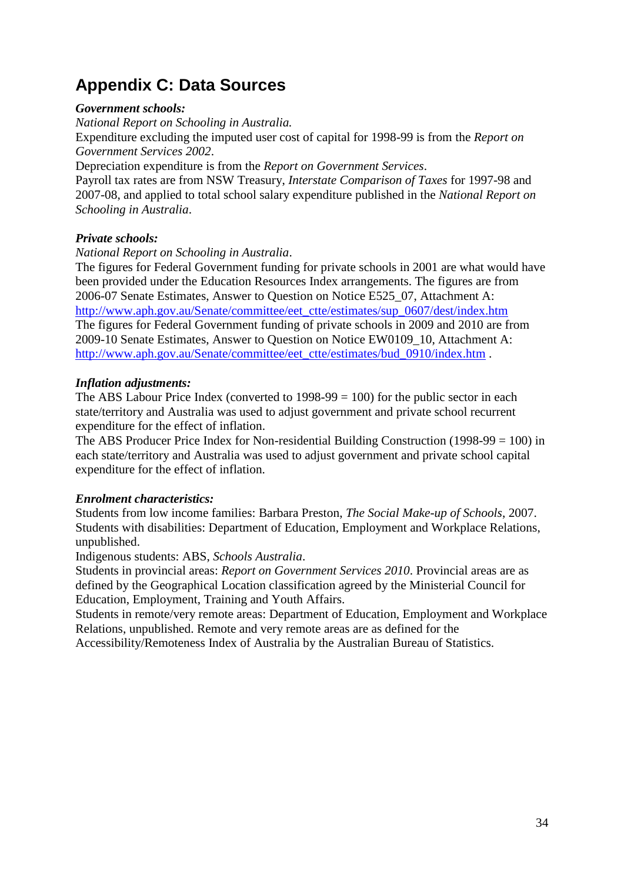# Appendix C: Data Sources

***Government schools:***

*National Report on Schooling in Australia.*

Expenditure excluding the imputed user cost of capital for 1998-99 is from the *Report on Government Services 2002*.

Depreciation expenditure is from the *Report on Government Services*.

Payroll tax rates are from NSW Treasury, *Interstate Comparison of Taxes* for 1997-98 and 2007-08, and applied to total school salary expenditure published in the *National Report on Schooling in Australia*.

***Private schools:***

*National Report on Schooling in Australia*.

The figures for Federal Government funding for private schools in 2001 are what would have been provided under the Education Resources Index arrangements. The figures are from 2006-07 Senate Estimates, Answer to Question on Notice E525_07, Attachment A: http://www.aph.gov.au/Senate/committee/eet_ctte/estimates/sup_0607/dest/index.htm

The figures for Federal Government funding of private schools in 2009 and 2010 are from 2009-10 Senate Estimates, Answer to Question on Notice EW0109_10, Attachment A: http://www.aph.gov.au/Senate/committee/eet_ctte/estimates/bud_0910/index.htm .

***Inflation adjustments:***

The ABS Labour Price Index (converted to 1998-99 = 100) for the public sector in each state/territory and Australia was used to adjust government and private school recurrent expenditure for the effect of inflation.

The ABS Producer Price Index for Non-residential Building Construction (1998-99 = 100) in each state/territory and Australia was used to adjust government and private school capital expenditure for the effect of inflation.

***Enrolment characteristics:***

Students from low income families: Barbara Preston, *The Social Make-up of Schools*, 2007.

Students with disabilities: Department of Education, Employment and Workplace Relations, unpublished.

Indigenous students: ABS, *Schools Australia*.

Students in provincial areas: *Report on Government Services 2010*. Provincial areas are as defined by the Geographical Location classification agreed by the Ministerial Council for Education, Employment, Training and Youth Affairs.

Students in remote/very remote areas: Department of Education, Employment and Workplace Relations, unpublished. Remote and very remote areas are as defined for the Accessibility/Remoteness Index of Australia by the Australian Bureau of Statistics.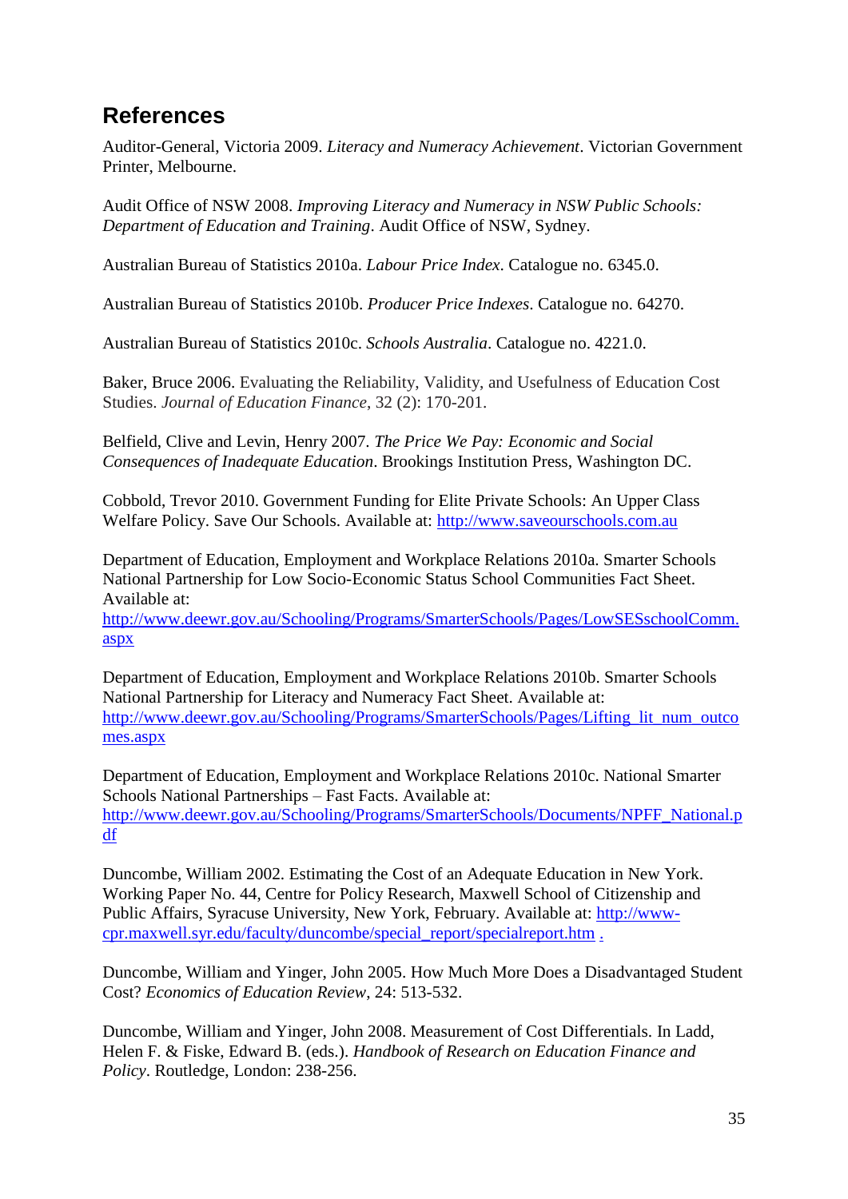## References

Auditor-General, Victoria 2009. *Literacy and Numeracy Achievement*. Victorian Government Printer, Melbourne.

Audit Office of NSW 2008. *Improving Literacy and Numeracy in NSW Public Schools: Department of Education and Training*. Audit Office of NSW, Sydney.

Australian Bureau of Statistics 2010a. *Labour Price Index*. Catalogue no. 6345.0.

Australian Bureau of Statistics 2010b. *Producer Price Indexes*. Catalogue no. 64270.

Australian Bureau of Statistics 2010c. *Schools Australia*. Catalogue no. 4221.0.

Baker, Bruce 2006. Evaluating the Reliability, Validity, and Usefulness of Education Cost Studies. *Journal of Education Finance*, 32 (2): 170-201.

Belfield, Clive and Levin, Henry 2007. *The Price We Pay: Economic and Social Consequences of Inadequate Education*. Brookings Institution Press, Washington DC.

Cobbold, Trevor 2010. Government Funding for Elite Private Schools: An Upper Class Welfare Policy. Save Our Schools. Available at: http://www.saveourschools.com.au

Department of Education, Employment and Workplace Relations 2010a. Smarter Schools National Partnership for Low Socio-Economic Status School Communities Fact Sheet. Available at: http://www.deewr.gov.au/Schooling/Programs/SmarterSchools/Pages/LowSESschoolComm.aspx

Department of Education, Employment and Workplace Relations 2010b. Smarter Schools National Partnership for Literacy and Numeracy Fact Sheet. Available at: http://www.deewr.gov.au/Schooling/Programs/SmarterSchools/Pages/Lifting_lit_num_outcomes.aspx

Department of Education, Employment and Workplace Relations 2010c. National Smarter Schools National Partnerships – Fast Facts. Available at: http://www.deewr.gov.au/Schooling/Programs/SmarterSchools/Documents/NPFF_National.pdf

Duncombe, William 2002. Estimating the Cost of an Adequate Education in New York. Working Paper No. 44, Centre for Policy Research, Maxwell School of Citizenship and Public Affairs, Syracuse University, New York, February. Available at: http://www-cpr.maxwell.syr.edu/faculty/duncombe/special_report/specialreport.htm .

Duncombe, William and Yinger, John 2005. How Much More Does a Disadvantaged Student Cost? *Economics of Education Review*, 24: 513-532.

Duncombe, William and Yinger, John 2008. Measurement of Cost Differentials. In Ladd, Helen F. & Fiske, Edward B. (eds.). *Handbook of Research on Education Finance and Policy*. Routledge, London: 238-256.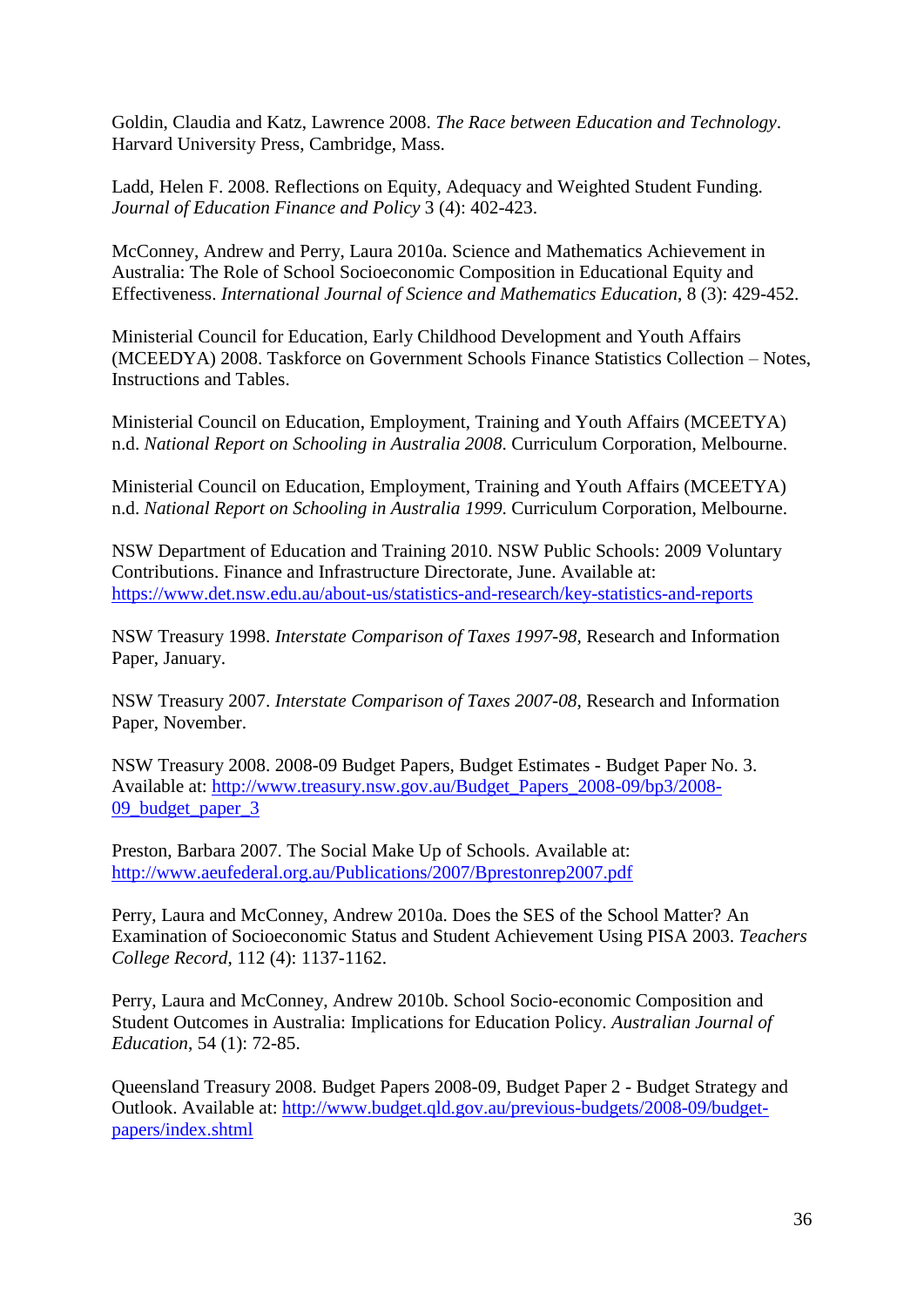Goldin, Claudia and Katz, Lawrence 2008. *The Race between Education and Technology*. Harvard University Press, Cambridge, Mass.

Ladd, Helen F. 2008. Reflections on Equity, Adequacy and Weighted Student Funding. *Journal of Education Finance and Policy* 3 (4): 402-423.

McConney, Andrew and Perry, Laura 2010a. Science and Mathematics Achievement in Australia: The Role of School Socioeconomic Composition in Educational Equity and Effectiveness. *International Journal of Science and Mathematics Education*, 8 (3): 429-452.

Ministerial Council for Education, Early Childhood Development and Youth Affairs (MCEEDYA) 2008. Taskforce on Government Schools Finance Statistics Collection – Notes, Instructions and Tables.

Ministerial Council on Education, Employment, Training and Youth Affairs (MCEETYA) n.d. *National Report on Schooling in Australia 2008*. Curriculum Corporation, Melbourne.

Ministerial Council on Education, Employment, Training and Youth Affairs (MCEETYA) n.d. *National Report on Schooling in Australia 1999*. Curriculum Corporation, Melbourne.

NSW Department of Education and Training 2010. NSW Public Schools: 2009 Voluntary Contributions. Finance and Infrastructure Directorate, June. Available at: https://www.det.nsw.edu.au/about-us/statistics-and-research/key-statistics-and-reports

NSW Treasury 1998. *Interstate Comparison of Taxes 1997-98*, Research and Information Paper, January.

NSW Treasury 2007. *Interstate Comparison of Taxes 2007-08*, Research and Information Paper, November.

NSW Treasury 2008. 2008-09 Budget Papers, Budget Estimates - Budget Paper No. 3. Available at: http://www.treasury.nsw.gov.au/Budget_Papers_2008-09/bp3/2008-09_budget_paper_3

Preston, Barbara 2007. The Social Make Up of Schools. Available at: http://www.aeufederal.org.au/Publications/2007/Bprestonrep2007.pdf

Perry, Laura and McConney, Andrew 2010a. Does the SES of the School Matter? An Examination of Socioeconomic Status and Student Achievement Using PISA 2003. *Teachers College Record*, 112 (4): 1137-1162.

Perry, Laura and McConney, Andrew 2010b. School Socio-economic Composition and Student Outcomes in Australia: Implications for Education Policy. *Australian Journal of Education*, 54 (1): 72-85.

Queensland Treasury 2008. Budget Papers 2008-09, Budget Paper 2 - Budget Strategy and Outlook. Available at: http://www.budget.qld.gov.au/previous-budgets/2008-09/budget-papers/index.shtml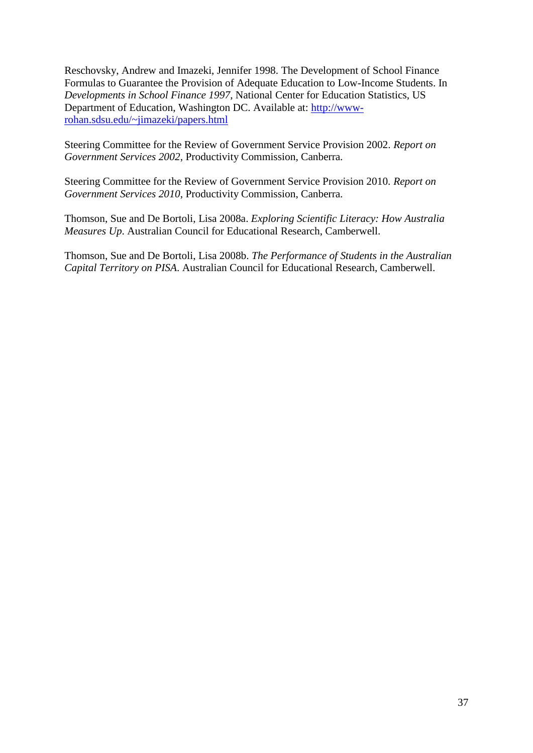Reschovsky, Andrew and Imazeki, Jennifer 1998. The Development of School Finance Formulas to Guarantee the Provision of Adequate Education to Low-Income Students. In *Developments in School Finance 1997*, National Center for Education Statistics, US Department of Education, Washington DC. Available at: [http://www-rohan.sdsu.edu/~jimazeki/papers.html](http://www-rohan.sdsu.edu/~jimazeki/papers.html)

Steering Committee for the Review of Government Service Provision 2002. *Report on Government Services 2002*, Productivity Commission, Canberra.

Steering Committee for the Review of Government Service Provision 2010. *Report on Government Services 2010*, Productivity Commission, Canberra.

Thomson, Sue and De Bortoli, Lisa 2008a. *Exploring Scientific Literacy: How Australia Measures Up*. Australian Council for Educational Research, Camberwell.

Thomson, Sue and De Bortoli, Lisa 2008b. *The Performance of Students in the Australian Capital Territory on PISA*. Australian Council for Educational Research, Camberwell.